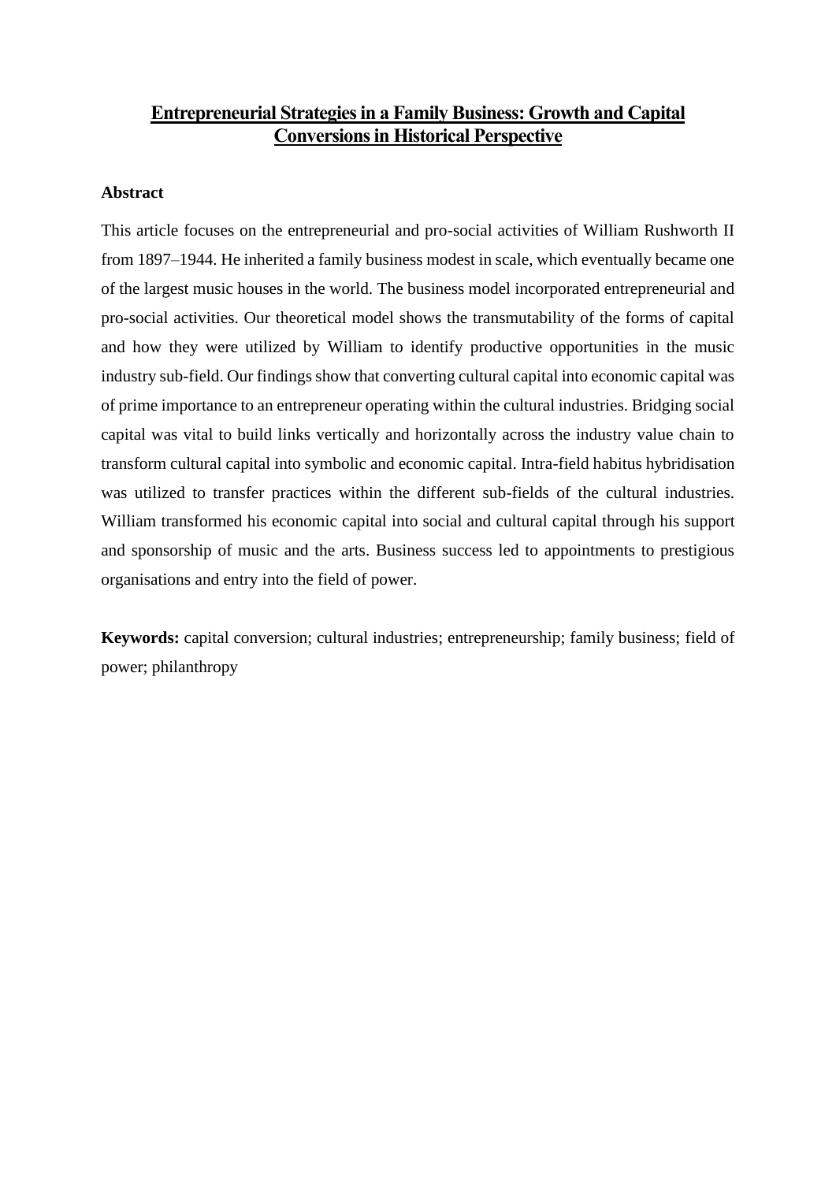# Entrepreneurial Strategies in a Family Business: Growth and Capital Conversions in Historical Perspective

## Abstract

This article focuses on the entrepreneurial and pro-social activities of William Rushworth II from 1897–1944. He inherited a family business modest in scale, which eventually became one of the largest music houses in the world. The business model incorporated entrepreneurial and pro-social activities. Our theoretical model shows the transmutability of the forms of capital and how they were utilized by William to identify productive opportunities in the music industry sub-field. Our findings show that converting cultural capital into economic capital was of prime importance to an entrepreneur operating within the cultural industries. Bridging social capital was vital to build links vertically and horizontally across the industry value chain to transform cultural capital into symbolic and economic capital. Intra-field habitus hybridisation was utilized to transfer practices within the different sub-fields of the cultural industries. William transformed his economic capital into social and cultural capital through his support and sponsorship of music and the arts. Business success led to appointments to prestigious organisations and entry into the field of power.

**Keywords:** capital conversion; cultural industries; entrepreneurship; family business; field of power; philanthropy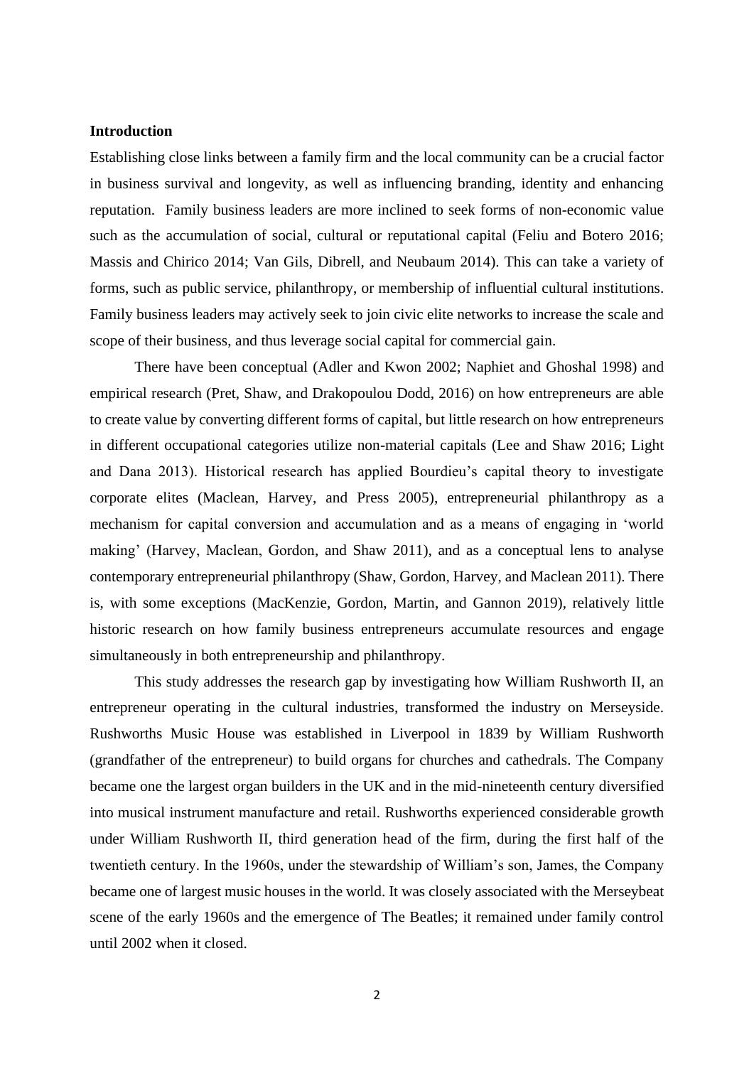## Introduction

Establishing close links between a family firm and the local community can be a crucial factor in business survival and longevity, as well as influencing branding, identity and enhancing reputation. Family business leaders are more inclined to seek forms of non-economic value such as the accumulation of social, cultural or reputational capital (Feliu and Botero 2016; Massis and Chirico 2014; Van Gils, Dibrell, and Neubaum 2014). This can take a variety of forms, such as public service, philanthropy, or membership of influential cultural institutions. Family business leaders may actively seek to join civic elite networks to increase the scale and scope of their business, and thus leverage social capital for commercial gain.

There have been conceptual (Adler and Kwon 2002; Naphiet and Ghoshal 1998) and empirical research (Pret, Shaw, and Drakopoulou Dodd, 2016) on how entrepreneurs are able to create value by converting different forms of capital, but little research on how entrepreneurs in different occupational categories utilize non-material capitals (Lee and Shaw 2016; Light and Dana 2013). Historical research has applied Bourdieu's capital theory to investigate corporate elites (Maclean, Harvey, and Press 2005), entrepreneurial philanthropy as a mechanism for capital conversion and accumulation and as a means of engaging in 'world making' (Harvey, Maclean, Gordon, and Shaw 2011), and as a conceptual lens to analyse contemporary entrepreneurial philanthropy (Shaw, Gordon, Harvey, and Maclean 2011). There is, with some exceptions (MacKenzie, Gordon, Martin, and Gannon 2019), relatively little historic research on how family business entrepreneurs accumulate resources and engage simultaneously in both entrepreneurship and philanthropy.

This study addresses the research gap by investigating how William Rushworth II, an entrepreneur operating in the cultural industries, transformed the industry on Merseyside. Rushworths Music House was established in Liverpool in 1839 by William Rushworth (grandfather of the entrepreneur) to build organs for churches and cathedrals. The Company became one the largest organ builders in the UK and in the mid-nineteenth century diversified into musical instrument manufacture and retail. Rushworths experienced considerable growth under William Rushworth II, third generation head of the firm, during the first half of the twentieth century. In the 1960s, under the stewardship of William's son, James, the Company became one of largest music houses in the world. It was closely associated with the Merseybeat scene of the early 1960s and the emergence of The Beatles; it remained under family control until 2002 when it closed.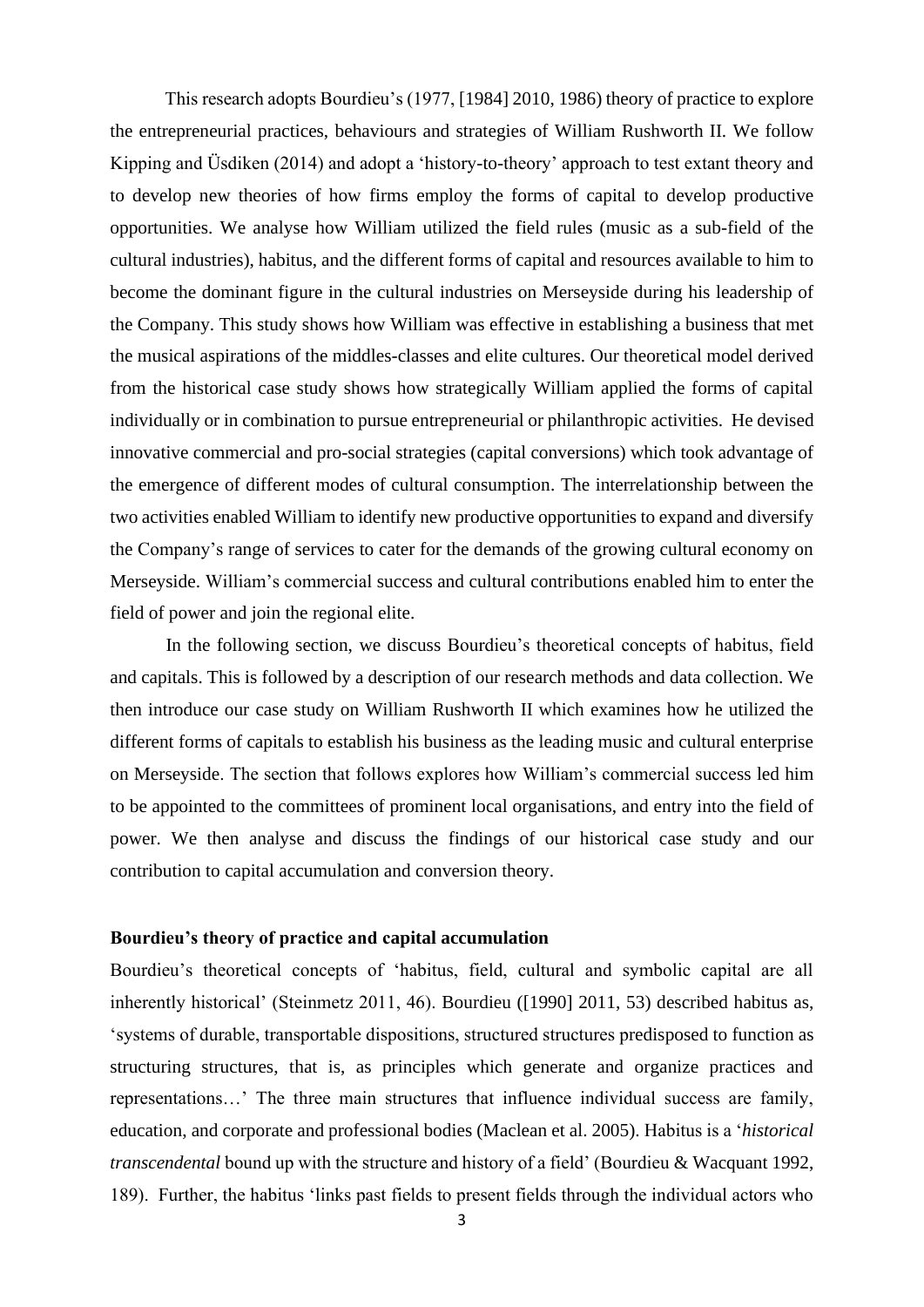This research adopts Bourdieu's (1977, [1984] 2010, 1986) theory of practice to explore the entrepreneurial practices, behaviours and strategies of William Rushworth II. We follow Kipping and Üsdiken (2014) and adopt a 'history-to-theory' approach to test extant theory and to develop new theories of how firms employ the forms of capital to develop productive opportunities. We analyse how William utilized the field rules (music as a sub-field of the cultural industries), habitus, and the different forms of capital and resources available to him to become the dominant figure in the cultural industries on Merseyside during his leadership of the Company. This study shows how William was effective in establishing a business that met the musical aspirations of the middles-classes and elite cultures. Our theoretical model derived from the historical case study shows how strategically William applied the forms of capital individually or in combination to pursue entrepreneurial or philanthropic activities. He devised innovative commercial and pro-social strategies (capital conversions) which took advantage of the emergence of different modes of cultural consumption. The interrelationship between the two activities enabled William to identify new productive opportunities to expand and diversify the Company's range of services to cater for the demands of the growing cultural economy on Merseyside. William's commercial success and cultural contributions enabled him to enter the field of power and join the regional elite.

In the following section, we discuss Bourdieu's theoretical concepts of habitus, field and capitals. This is followed by a description of our research methods and data collection. We then introduce our case study on William Rushworth II which examines how he utilized the different forms of capitals to establish his business as the leading music and cultural enterprise on Merseyside. The section that follows explores how William's commercial success led him to be appointed to the committees of prominent local organisations, and entry into the field of power. We then analyse and discuss the findings of our historical case study and our contribution to capital accumulation and conversion theory.

## Bourdieu's theory of practice and capital accumulation

Bourdieu's theoretical concepts of 'habitus, field, cultural and symbolic capital are all inherently historical' (Steinmetz 2011, 46). Bourdieu ([1990] 2011, 53) described habitus as, 'systems of durable, transportable dispositions, structured structures predisposed to function as structuring structures, that is, as principles which generate and organize practices and representations…' The three main structures that influence individual success are family, education, and corporate and professional bodies (Maclean et al. 2005). Habitus is a '*historical transcendental* bound up with the structure and history of a field' (Bourdieu & Wacquant 1992, 189). Further, the habitus 'links past fields to present fields through the individual actors who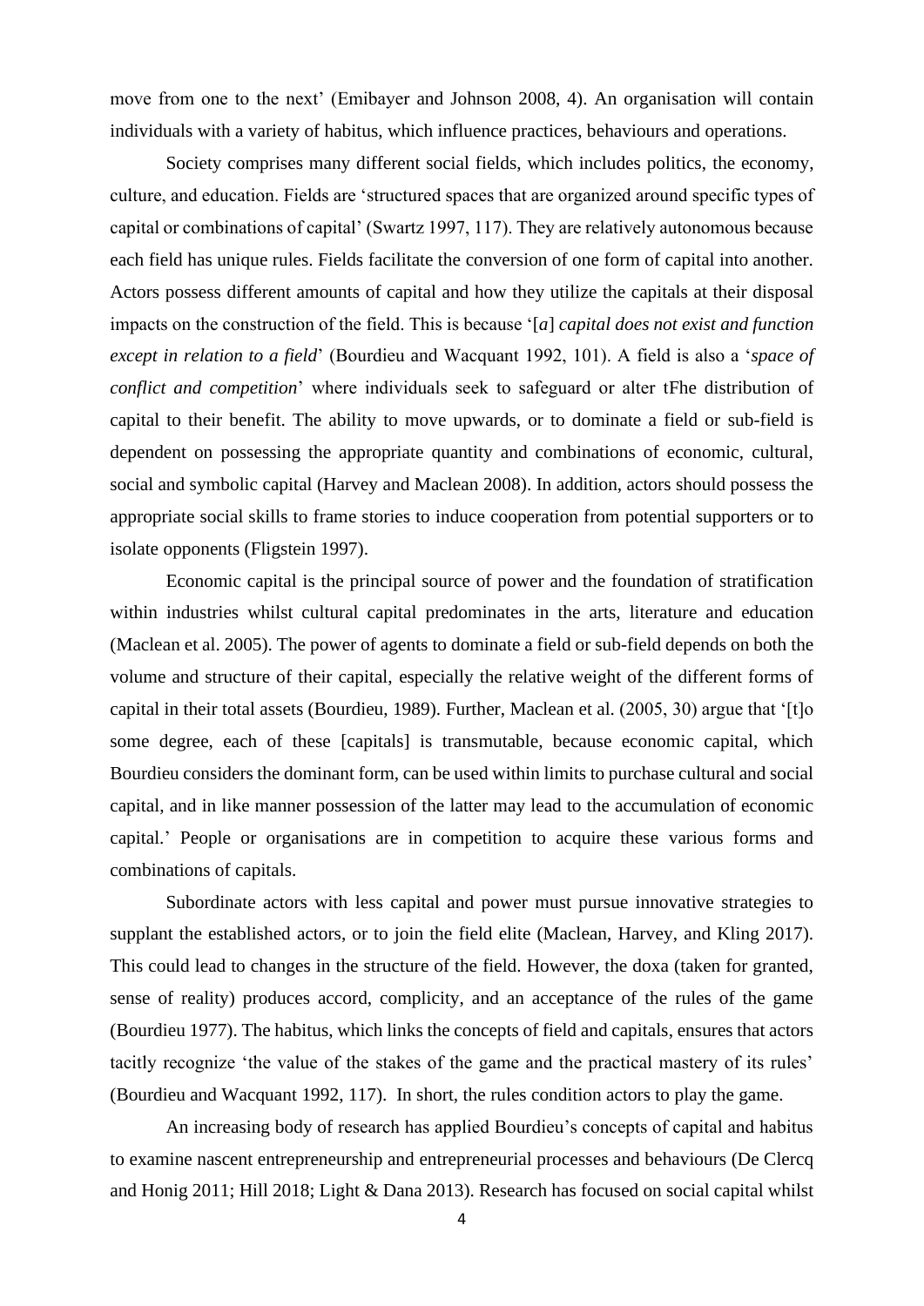move from one to the next' (Emibayer and Johnson 2008, 4). An organisation will contain individuals with a variety of habitus, which influence practices, behaviours and operations.

Society comprises many different social fields, which includes politics, the economy, culture, and education. Fields are 'structured spaces that are organized around specific types of capital or combinations of capital' (Swartz 1997, 117). They are relatively autonomous because each field has unique rules. Fields facilitate the conversion of one form of capital into another. Actors possess different amounts of capital and how they utilize the capitals at their disposal impacts on the construction of the field. This is because '[*a*] *capital does not exist and function except in relation to a field*' (Bourdieu and Wacquant 1992, 101). A field is also a '*space of conflict and competition*' where individuals seek to safeguard or alter tFhe distribution of capital to their benefit. The ability to move upwards, or to dominate a field or sub-field is dependent on possessing the appropriate quantity and combinations of economic, cultural, social and symbolic capital (Harvey and Maclean 2008). In addition, actors should possess the appropriate social skills to frame stories to induce cooperation from potential supporters or to isolate opponents (Fligstein 1997).

Economic capital is the principal source of power and the foundation of stratification within industries whilst cultural capital predominates in the arts, literature and education (Maclean et al. 2005). The power of agents to dominate a field or sub-field depends on both the volume and structure of their capital, especially the relative weight of the different forms of capital in their total assets (Bourdieu, 1989). Further, Maclean et al. (2005, 30) argue that '[t]o some degree, each of these [capitals] is transmutable, because economic capital, which Bourdieu considers the dominant form, can be used within limits to purchase cultural and social capital, and in like manner possession of the latter may lead to the accumulation of economic capital.' People or organisations are in competition to acquire these various forms and combinations of capitals.

Subordinate actors with less capital and power must pursue innovative strategies to supplant the established actors, or to join the field elite (Maclean, Harvey, and Kling 2017). This could lead to changes in the structure of the field. However, the doxa (taken for granted, sense of reality) produces accord, complicity, and an acceptance of the rules of the game (Bourdieu 1977). The habitus, which links the concepts of field and capitals, ensures that actors tacitly recognize 'the value of the stakes of the game and the practical mastery of its rules' (Bourdieu and Wacquant 1992, 117). In short, the rules condition actors to play the game.

An increasing body of research has applied Bourdieu's concepts of capital and habitus to examine nascent entrepreneurship and entrepreneurial processes and behaviours (De Clercq and Honig 2011; Hill 2018; Light & Dana 2013). Research has focused on social capital whilst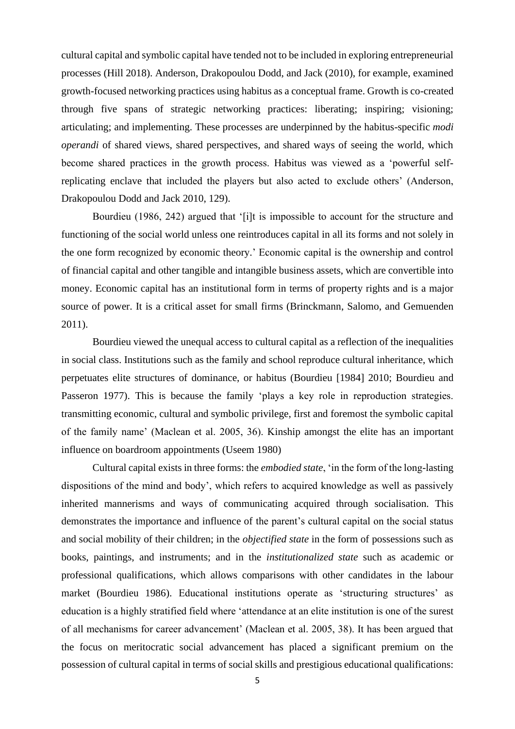cultural capital and symbolic capital have tended not to be included in exploring entrepreneurial processes (Hill 2018). Anderson, Drakopoulou Dodd, and Jack (2010), for example, examined growth-focused networking practices using habitus as a conceptual frame. Growth is co-created through five spans of strategic networking practices: liberating; inspiring; visioning; articulating; and implementing. These processes are underpinned by the habitus-specific *modi operandi* of shared views, shared perspectives, and shared ways of seeing the world, which become shared practices in the growth process. Habitus was viewed as a 'powerful self-replicating enclave that included the players but also acted to exclude others' (Anderson, Drakopoulou Dodd and Jack 2010, 129).

Bourdieu (1986, 242) argued that '[i]t is impossible to account for the structure and functioning of the social world unless one reintroduces capital in all its forms and not solely in the one form recognized by economic theory.' Economic capital is the ownership and control of financial capital and other tangible and intangible business assets, which are convertible into money. Economic capital has an institutional form in terms of property rights and is a major source of power. It is a critical asset for small firms (Brinckmann, Salomo, and Gemuenden 2011).

Bourdieu viewed the unequal access to cultural capital as a reflection of the inequalities in social class. Institutions such as the family and school reproduce cultural inheritance, which perpetuates elite structures of dominance, or habitus (Bourdieu [1984] 2010; Bourdieu and Passeron 1977). This is because the family 'plays a key role in reproduction strategies. transmitting economic, cultural and symbolic privilege, first and foremost the symbolic capital of the family name' (Maclean et al. 2005, 36). Kinship amongst the elite has an important influence on boardroom appointments (Useem 1980)

Cultural capital exists in three forms: the *embodied state*, 'in the form of the long-lasting dispositions of the mind and body', which refers to acquired knowledge as well as passively inherited mannerisms and ways of communicating acquired through socialisation. This demonstrates the importance and influence of the parent's cultural capital on the social status and social mobility of their children; in the *objectified state* in the form of possessions such as books, paintings, and instruments; and in the *institutionalized state* such as academic or professional qualifications, which allows comparisons with other candidates in the labour market (Bourdieu 1986). Educational institutions operate as 'structuring structures' as education is a highly stratified field where 'attendance at an elite institution is one of the surest of all mechanisms for career advancement' (Maclean et al. 2005, 38). It has been argued that the focus on meritocratic social advancement has placed a significant premium on the possession of cultural capital in terms of social skills and prestigious educational qualifications: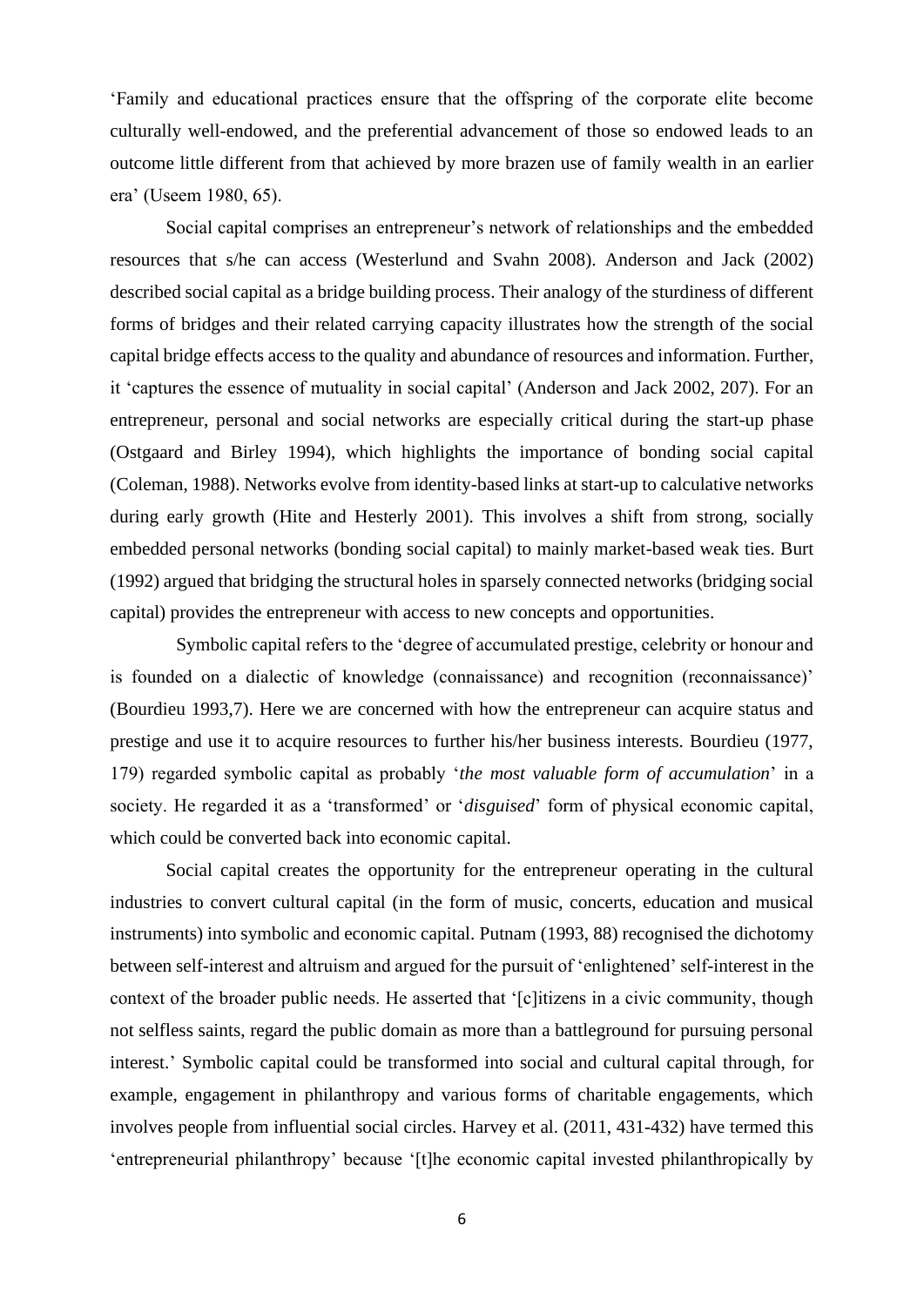'Family and educational practices ensure that the offspring of the corporate elite become culturally well-endowed, and the preferential advancement of those so endowed leads to an outcome little different from that achieved by more brazen use of family wealth in an earlier era' (Useem 1980, 65).

Social capital comprises an entrepreneur's network of relationships and the embedded resources that s/he can access (Westerlund and Svahn 2008). Anderson and Jack (2002) described social capital as a bridge building process. Their analogy of the sturdiness of different forms of bridges and their related carrying capacity illustrates how the strength of the social capital bridge effects access to the quality and abundance of resources and information. Further, it 'captures the essence of mutuality in social capital' (Anderson and Jack 2002, 207). For an entrepreneur, personal and social networks are especially critical during the start-up phase (Ostgaard and Birley 1994), which highlights the importance of bonding social capital (Coleman, 1988). Networks evolve from identity-based links at start-up to calculative networks during early growth (Hite and Hesterly 2001). This involves a shift from strong, socially embedded personal networks (bonding social capital) to mainly market-based weak ties. Burt (1992) argued that bridging the structural holes in sparsely connected networks (bridging social capital) provides the entrepreneur with access to new concepts and opportunities.

Symbolic capital refers to the 'degree of accumulated prestige, celebrity or honour and is founded on a dialectic of knowledge (connaissance) and recognition (reconnaissance)' (Bourdieu 1993,7). Here we are concerned with how the entrepreneur can acquire status and prestige and use it to acquire resources to further his/her business interests. Bourdieu (1977, 179) regarded symbolic capital as probably '*the most valuable form of accumulation*' in a society. He regarded it as a 'transformed' or '*disguised*' form of physical economic capital, which could be converted back into economic capital.

Social capital creates the opportunity for the entrepreneur operating in the cultural industries to convert cultural capital (in the form of music, concerts, education and musical instruments) into symbolic and economic capital. Putnam (1993, 88) recognised the dichotomy between self-interest and altruism and argued for the pursuit of 'enlightened' self-interest in the context of the broader public needs. He asserted that '[c]itizens in a civic community, though not selfless saints, regard the public domain as more than a battleground for pursuing personal interest.' Symbolic capital could be transformed into social and cultural capital through, for example, engagement in philanthropy and various forms of charitable engagements, which involves people from influential social circles. Harvey et al. (2011, 431-432) have termed this 'entrepreneurial philanthropy' because '[t]he economic capital invested philanthropically by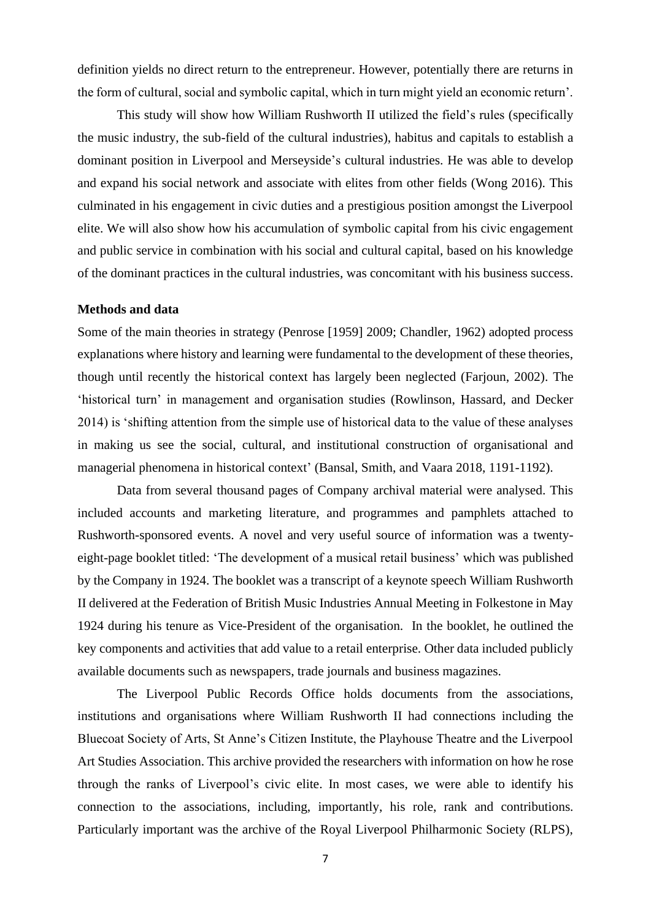definition yields no direct return to the entrepreneur. However, potentially there are returns in the form of cultural, social and symbolic capital, which in turn might yield an economic return'.

This study will show how William Rushworth II utilized the field's rules (specifically the music industry, the sub-field of the cultural industries), habitus and capitals to establish a dominant position in Liverpool and Merseyside's cultural industries. He was able to develop and expand his social network and associate with elites from other fields (Wong 2016). This culminated in his engagement in civic duties and a prestigious position amongst the Liverpool elite. We will also show how his accumulation of symbolic capital from his civic engagement and public service in combination with his social and cultural capital, based on his knowledge of the dominant practices in the cultural industries, was concomitant with his business success.

**Methods and data**

Some of the main theories in strategy (Penrose [1959] 2009; Chandler, 1962) adopted process explanations where history and learning were fundamental to the development of these theories, though until recently the historical context has largely been neglected (Farjoun, 2002). The 'historical turn' in management and organisation studies (Rowlinson, Hassard, and Decker 2014) is 'shifting attention from the simple use of historical data to the value of these analyses in making us see the social, cultural, and institutional construction of organisational and managerial phenomena in historical context' (Bansal, Smith, and Vaara 2018, 1191-1192).

Data from several thousand pages of Company archival material were analysed. This included accounts and marketing literature, and programmes and pamphlets attached to Rushworth-sponsored events. A novel and very useful source of information was a twenty-eight-page booklet titled: 'The development of a musical retail business' which was published by the Company in 1924. The booklet was a transcript of a keynote speech William Rushworth II delivered at the Federation of British Music Industries Annual Meeting in Folkestone in May 1924 during his tenure as Vice-President of the organisation. In the booklet, he outlined the key components and activities that add value to a retail enterprise. Other data included publicly available documents such as newspapers, trade journals and business magazines.

The Liverpool Public Records Office holds documents from the associations, institutions and organisations where William Rushworth II had connections including the Bluecoat Society of Arts, St Anne's Citizen Institute, the Playhouse Theatre and the Liverpool Art Studies Association. This archive provided the researchers with information on how he rose through the ranks of Liverpool's civic elite. In most cases, we were able to identify his connection to the associations, including, importantly, his role, rank and contributions. Particularly important was the archive of the Royal Liverpool Philharmonic Society (RLPS),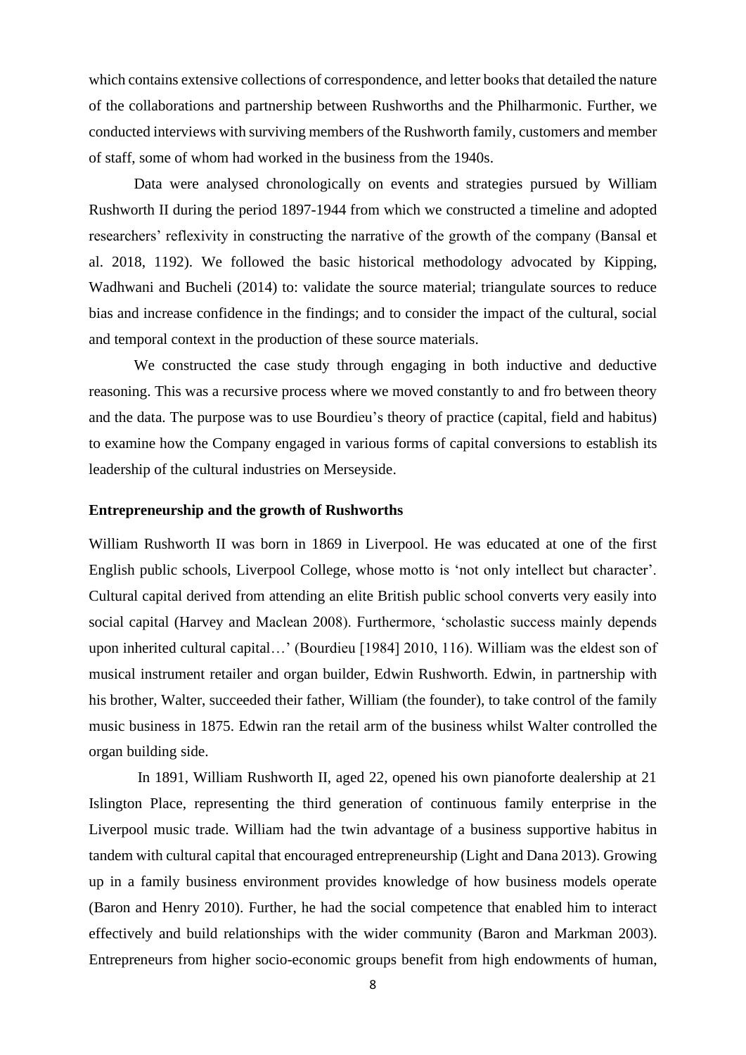which contains extensive collections of correspondence, and letter books that detailed the nature of the collaborations and partnership between Rushworths and the Philharmonic. Further, we conducted interviews with surviving members of the Rushworth family, customers and member of staff, some of whom had worked in the business from the 1940s.

Data were analysed chronologically on events and strategies pursued by William Rushworth II during the period 1897-1944 from which we constructed a timeline and adopted researchers' reflexivity in constructing the narrative of the growth of the company (Bansal et al. 2018, 1192). We followed the basic historical methodology advocated by Kipping, Wadhwani and Bucheli (2014) to: validate the source material; triangulate sources to reduce bias and increase confidence in the findings; and to consider the impact of the cultural, social and temporal context in the production of these source materials.

We constructed the case study through engaging in both inductive and deductive reasoning. This was a recursive process where we moved constantly to and fro between theory and the data. The purpose was to use Bourdieu's theory of practice (capital, field and habitus) to examine how the Company engaged in various forms of capital conversions to establish its leadership of the cultural industries on Merseyside.

**Entrepreneurship and the growth of Rushworths**

William Rushworth II was born in 1869 in Liverpool. He was educated at one of the first English public schools, Liverpool College, whose motto is 'not only intellect but character'. Cultural capital derived from attending an elite British public school converts very easily into social capital (Harvey and Maclean 2008). Furthermore, 'scholastic success mainly depends upon inherited cultural capital…' (Bourdieu [1984] 2010, 116). William was the eldest son of musical instrument retailer and organ builder, Edwin Rushworth. Edwin, in partnership with his brother, Walter, succeeded their father, William (the founder), to take control of the family music business in 1875. Edwin ran the retail arm of the business whilst Walter controlled the organ building side.

In 1891, William Rushworth II, aged 22, opened his own pianoforte dealership at 21 Islington Place, representing the third generation of continuous family enterprise in the Liverpool music trade. William had the twin advantage of a business supportive habitus in tandem with cultural capital that encouraged entrepreneurship (Light and Dana 2013). Growing up in a family business environment provides knowledge of how business models operate (Baron and Henry 2010). Further, he had the social competence that enabled him to interact effectively and build relationships with the wider community (Baron and Markman 2003). Entrepreneurs from higher socio-economic groups benefit from high endowments of human,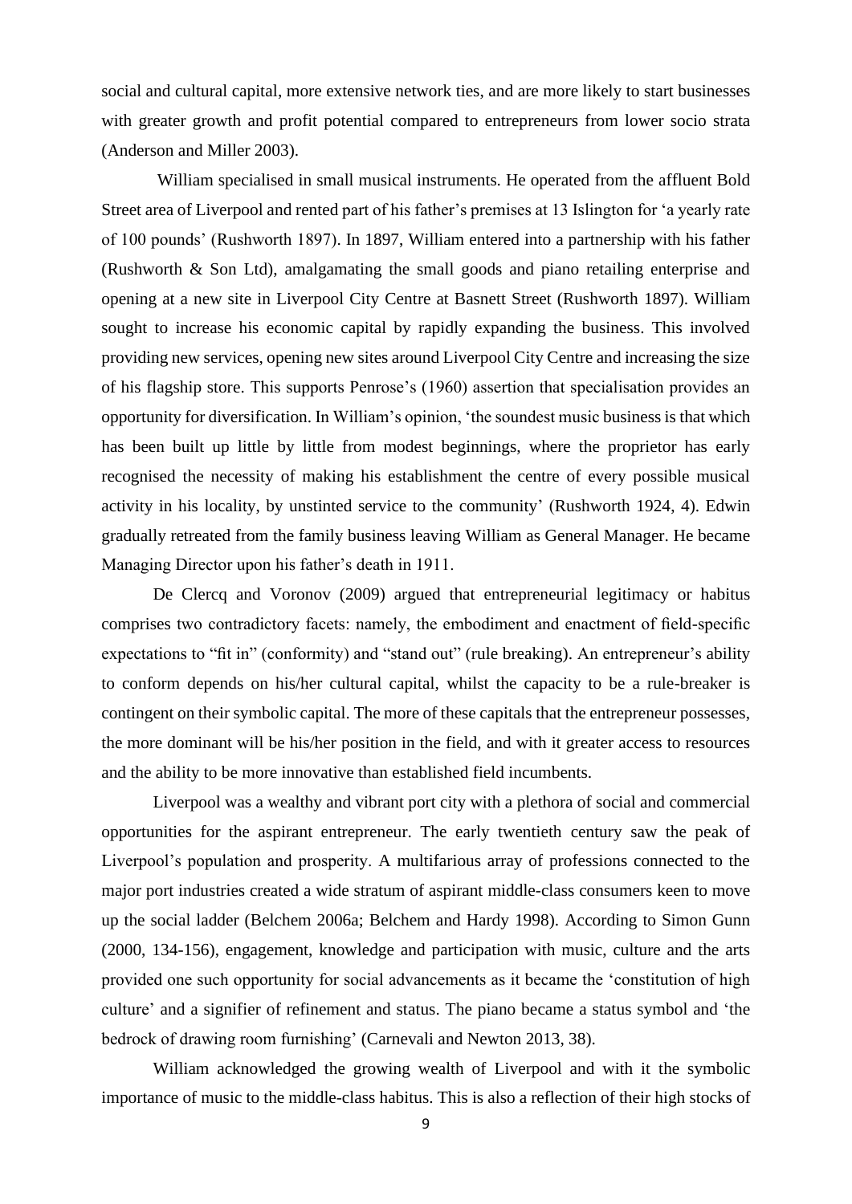social and cultural capital, more extensive network ties, and are more likely to start businesses with greater growth and profit potential compared to entrepreneurs from lower socio strata (Anderson and Miller 2003).

William specialised in small musical instruments. He operated from the affluent Bold Street area of Liverpool and rented part of his father's premises at 13 Islington for 'a yearly rate of 100 pounds' (Rushworth 1897). In 1897, William entered into a partnership with his father (Rushworth & Son Ltd), amalgamating the small goods and piano retailing enterprise and opening at a new site in Liverpool City Centre at Basnett Street (Rushworth 1897). William sought to increase his economic capital by rapidly expanding the business. This involved providing new services, opening new sites around Liverpool City Centre and increasing the size of his flagship store. This supports Penrose's (1960) assertion that specialisation provides an opportunity for diversification. In William's opinion, 'the soundest music business is that which has been built up little by little from modest beginnings, where the proprietor has early recognised the necessity of making his establishment the centre of every possible musical activity in his locality, by unstinted service to the community' (Rushworth 1924, 4). Edwin gradually retreated from the family business leaving William as General Manager. He became Managing Director upon his father's death in 1911.

De Clercq and Voronov (2009) argued that entrepreneurial legitimacy or habitus comprises two contradictory facets: namely, the embodiment and enactment of field-specific expectations to "fit in" (conformity) and "stand out" (rule breaking). An entrepreneur's ability to conform depends on his/her cultural capital, whilst the capacity to be a rule-breaker is contingent on their symbolic capital. The more of these capitals that the entrepreneur possesses, the more dominant will be his/her position in the field, and with it greater access to resources and the ability to be more innovative than established field incumbents.

Liverpool was a wealthy and vibrant port city with a plethora of social and commercial opportunities for the aspirant entrepreneur. The early twentieth century saw the peak of Liverpool's population and prosperity. A multifarious array of professions connected to the major port industries created a wide stratum of aspirant middle-class consumers keen to move up the social ladder (Belchem 2006a; Belchem and Hardy 1998). According to Simon Gunn (2000, 134-156), engagement, knowledge and participation with music, culture and the arts provided one such opportunity for social advancements as it became the 'constitution of high culture' and a signifier of refinement and status. The piano became a status symbol and 'the bedrock of drawing room furnishing' (Carnevali and Newton 2013, 38).

William acknowledged the growing wealth of Liverpool and with it the symbolic importance of music to the middle-class habitus. This is also a reflection of their high stocks of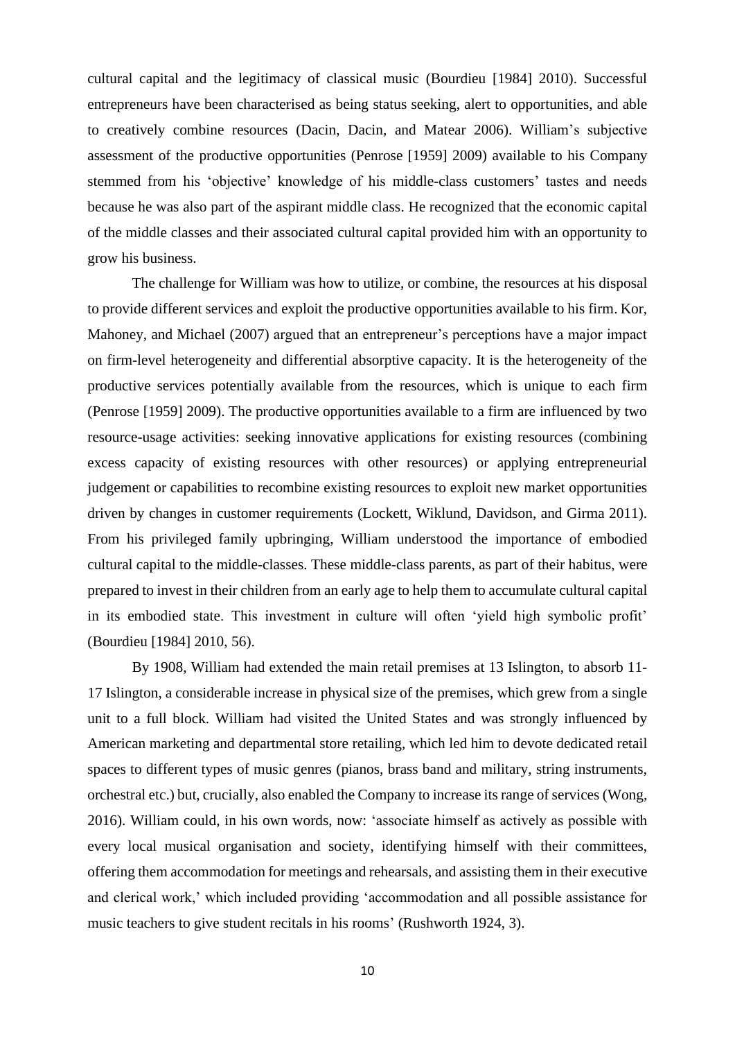cultural capital and the legitimacy of classical music (Bourdieu [1984] 2010). Successful entrepreneurs have been characterised as being status seeking, alert to opportunities, and able to creatively combine resources (Dacin, Dacin, and Matear 2006). William's subjective assessment of the productive opportunities (Penrose [1959] 2009) available to his Company stemmed from his 'objective' knowledge of his middle-class customers' tastes and needs because he was also part of the aspirant middle class. He recognized that the economic capital of the middle classes and their associated cultural capital provided him with an opportunity to grow his business.

The challenge for William was how to utilize, or combine, the resources at his disposal to provide different services and exploit the productive opportunities available to his firm. Kor, Mahoney, and Michael (2007) argued that an entrepreneur's perceptions have a major impact on firm-level heterogeneity and differential absorptive capacity. It is the heterogeneity of the productive services potentially available from the resources, which is unique to each firm (Penrose [1959] 2009). The productive opportunities available to a firm are influenced by two resource-usage activities: seeking innovative applications for existing resources (combining excess capacity of existing resources with other resources) or applying entrepreneurial judgement or capabilities to recombine existing resources to exploit new market opportunities driven by changes in customer requirements (Lockett, Wiklund, Davidson, and Girma 2011). From his privileged family upbringing, William understood the importance of embodied cultural capital to the middle-classes. These middle-class parents, as part of their habitus, were prepared to invest in their children from an early age to help them to accumulate cultural capital in its embodied state. This investment in culture will often 'yield high symbolic profit' (Bourdieu [1984] 2010, 56).

By 1908, William had extended the main retail premises at 13 Islington, to absorb 11-17 Islington, a considerable increase in physical size of the premises, which grew from a single unit to a full block. William had visited the United States and was strongly influenced by American marketing and departmental store retailing, which led him to devote dedicated retail spaces to different types of music genres (pianos, brass band and military, string instruments, orchestral etc.) but, crucially, also enabled the Company to increase its range of services (Wong, 2016). William could, in his own words, now: 'associate himself as actively as possible with every local musical organisation and society, identifying himself with their committees, offering them accommodation for meetings and rehearsals, and assisting them in their executive and clerical work,' which included providing 'accommodation and all possible assistance for music teachers to give student recitals in his rooms' (Rushworth 1924, 3).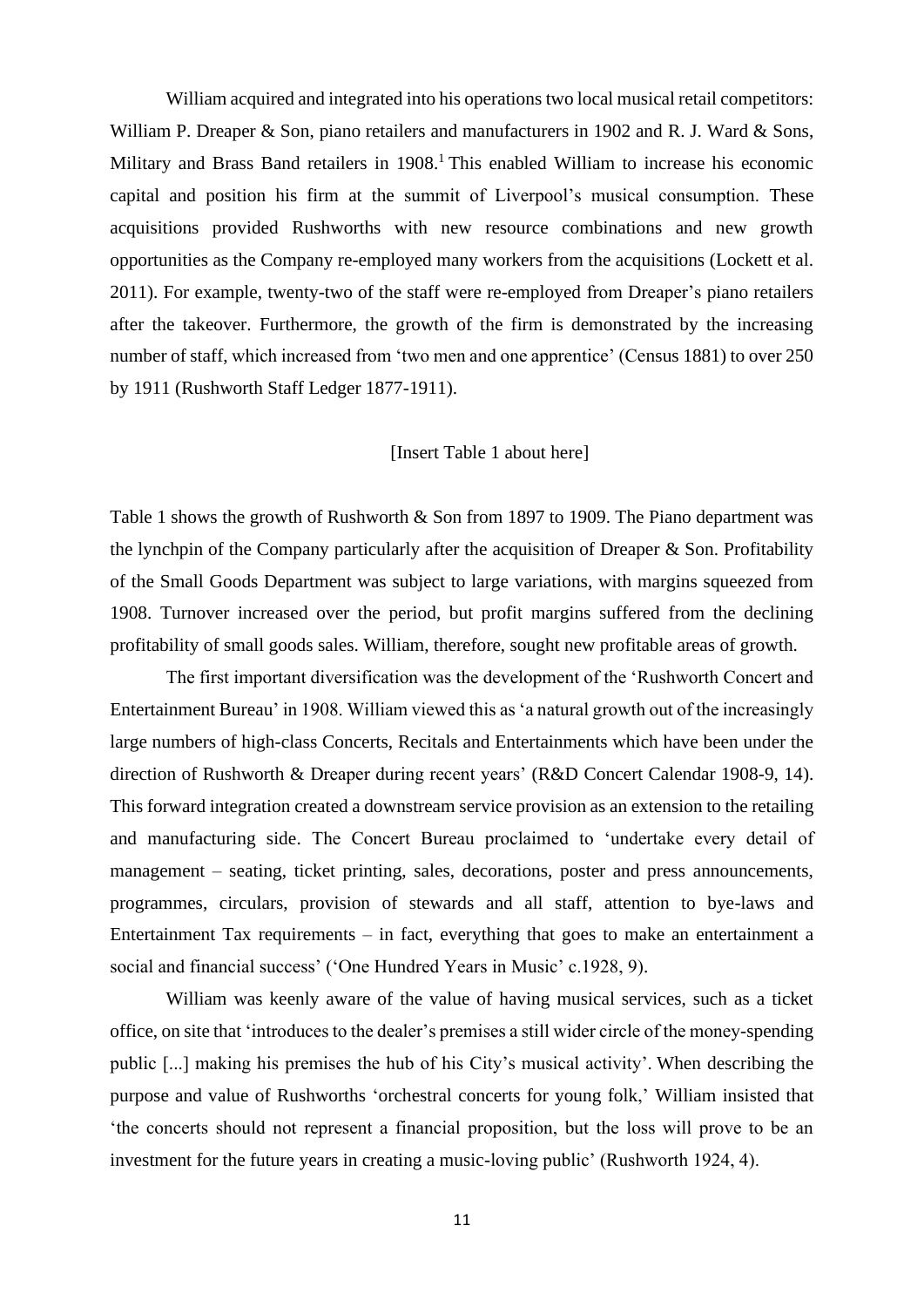William acquired and integrated into his operations two local musical retail competitors: William P. Dreaper & Son, piano retailers and manufacturers in 1902 and R. J. Ward & Sons, Military and Brass Band retailers in 1908.[1] This enabled William to increase his economic capital and position his firm at the summit of Liverpool's musical consumption. These acquisitions provided Rushworths with new resource combinations and new growth opportunities as the Company re-employed many workers from the acquisitions (Lockett et al. 2011). For example, twenty-two of the staff were re-employed from Dreaper's piano retailers after the takeover. Furthermore, the growth of the firm is demonstrated by the increasing number of staff, which increased from 'two men and one apprentice' (Census 1881) to over 250 by 1911 (Rushworth Staff Ledger 1877-1911).

[Insert Table 1 about here]

Table 1 shows the growth of Rushworth & Son from 1897 to 1909. The Piano department was the lynchpin of the Company particularly after the acquisition of Dreaper & Son. Profitability of the Small Goods Department was subject to large variations, with margins squeezed from 1908. Turnover increased over the period, but profit margins suffered from the declining profitability of small goods sales. William, therefore, sought new profitable areas of growth.

The first important diversification was the development of the 'Rushworth Concert and Entertainment Bureau' in 1908. William viewed this as 'a natural growth out of the increasingly large numbers of high-class Concerts, Recitals and Entertainments which have been under the direction of Rushworth & Dreaper during recent years' (R&D Concert Calendar 1908-9, 14). This forward integration created a downstream service provision as an extension to the retailing and manufacturing side. The Concert Bureau proclaimed to 'undertake every detail of management – seating, ticket printing, sales, decorations, poster and press announcements, programmes, circulars, provision of stewards and all staff, attention to bye-laws and Entertainment Tax requirements – in fact, everything that goes to make an entertainment a social and financial success' ('One Hundred Years in Music' c.1928, 9).

William was keenly aware of the value of having musical services, such as a ticket office, on site that 'introduces to the dealer's premises a still wider circle of the money-spending public [...] making his premises the hub of his City's musical activity'. When describing the purpose and value of Rushworths 'orchestral concerts for young folk,' William insisted that 'the concerts should not represent a financial proposition, but the loss will prove to be an investment for the future years in creating a music-loving public' (Rushworth 1924, 4).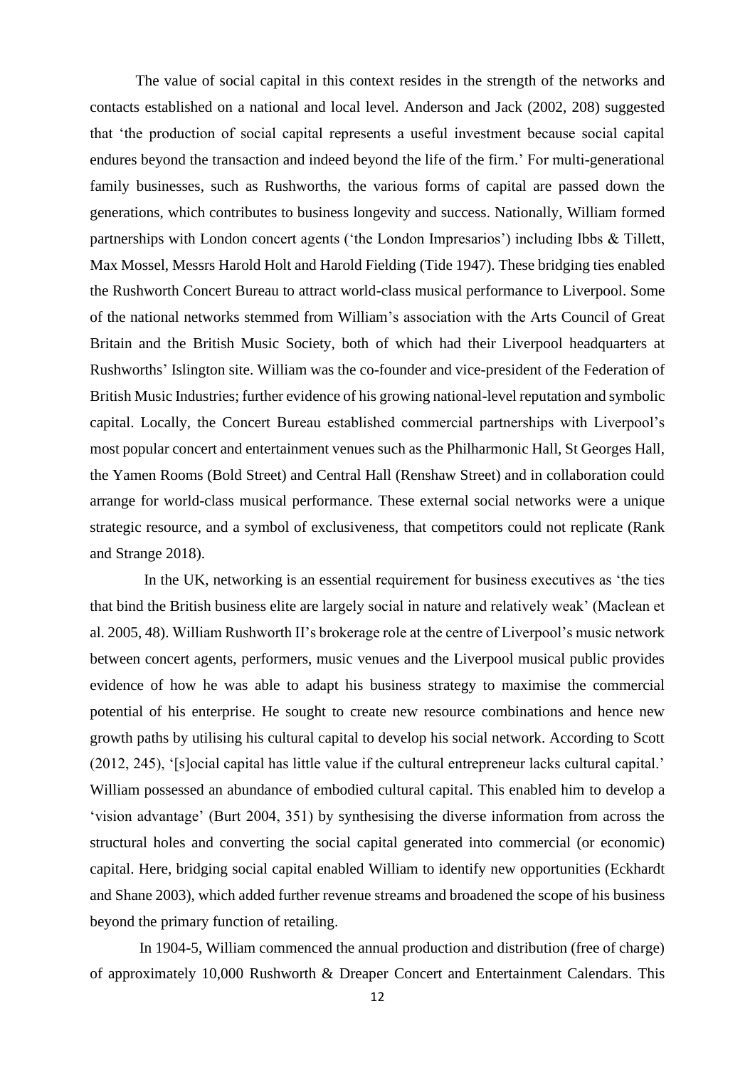The value of social capital in this context resides in the strength of the networks and contacts established on a national and local level. Anderson and Jack (2002, 208) suggested that 'the production of social capital represents a useful investment because social capital endures beyond the transaction and indeed beyond the life of the firm.' For multi-generational family businesses, such as Rushworths, the various forms of capital are passed down the generations, which contributes to business longevity and success. Nationally, William formed partnerships with London concert agents ('the London Impresarios') including Ibbs & Tillett, Max Mossel, Messrs Harold Holt and Harold Fielding (Tide 1947). These bridging ties enabled the Rushworth Concert Bureau to attract world-class musical performance to Liverpool. Some of the national networks stemmed from William's association with the Arts Council of Great Britain and the British Music Society, both of which had their Liverpool headquarters at Rushworths' Islington site. William was the co-founder and vice-president of the Federation of British Music Industries; further evidence of his growing national-level reputation and symbolic capital. Locally, the Concert Bureau established commercial partnerships with Liverpool's most popular concert and entertainment venues such as the Philharmonic Hall, St Georges Hall, the Yamen Rooms (Bold Street) and Central Hall (Renshaw Street) and in collaboration could arrange for world-class musical performance. These external social networks were a unique strategic resource, and a symbol of exclusiveness, that competitors could not replicate (Rank and Strange 2018).

In the UK, networking is an essential requirement for business executives as 'the ties that bind the British business elite are largely social in nature and relatively weak' (Maclean et al. 2005, 48). William Rushworth II's brokerage role at the centre of Liverpool's music network between concert agents, performers, music venues and the Liverpool musical public provides evidence of how he was able to adapt his business strategy to maximise the commercial potential of his enterprise. He sought to create new resource combinations and hence new growth paths by utilising his cultural capital to develop his social network. According to Scott (2012, 245), '[s]ocial capital has little value if the cultural entrepreneur lacks cultural capital.' William possessed an abundance of embodied cultural capital. This enabled him to develop a 'vision advantage' (Burt 2004, 351) by synthesising the diverse information from across the structural holes and converting the social capital generated into commercial (or economic) capital. Here, bridging social capital enabled William to identify new opportunities (Eckhardt and Shane 2003), which added further revenue streams and broadened the scope of his business beyond the primary function of retailing.

In 1904-5, William commenced the annual production and distribution (free of charge) of approximately 10,000 Rushworth & Dreaper Concert and Entertainment Calendars. This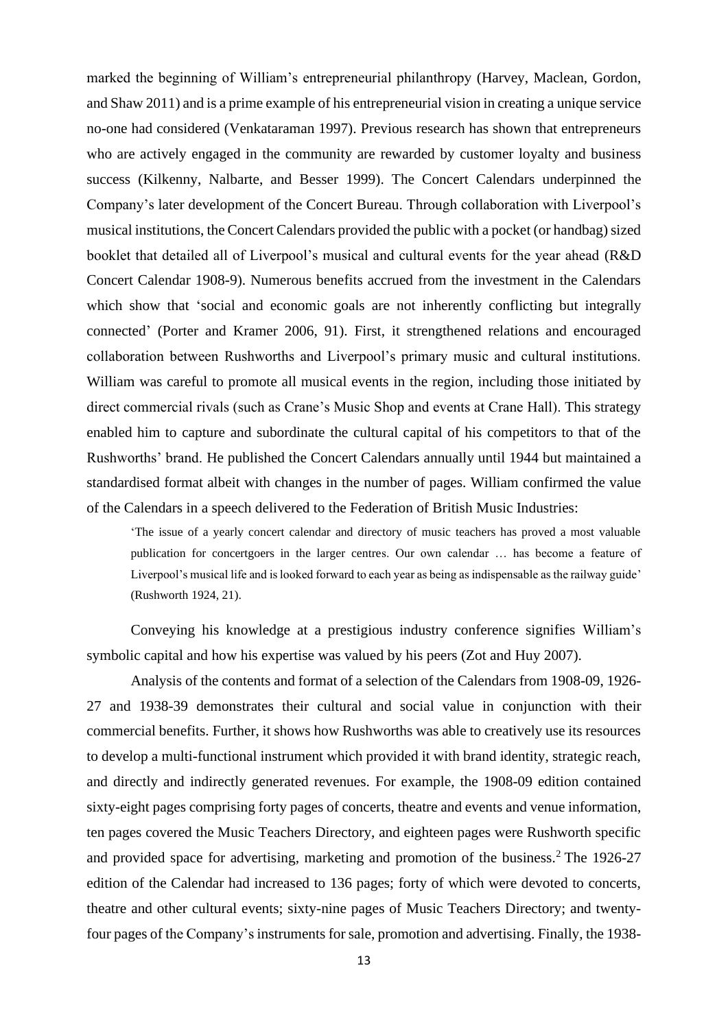marked the beginning of William's entrepreneurial philanthropy (Harvey, Maclean, Gordon, and Shaw 2011) and is a prime example of his entrepreneurial vision in creating a unique service no-one had considered (Venkataraman 1997). Previous research has shown that entrepreneurs who are actively engaged in the community are rewarded by customer loyalty and business success (Kilkenny, Nalbarte, and Besser 1999). The Concert Calendars underpinned the Company's later development of the Concert Bureau. Through collaboration with Liverpool's musical institutions, the Concert Calendars provided the public with a pocket (or handbag) sized booklet that detailed all of Liverpool's musical and cultural events for the year ahead (R&D Concert Calendar 1908-9). Numerous benefits accrued from the investment in the Calendars which show that 'social and economic goals are not inherently conflicting but integrally connected' (Porter and Kramer 2006, 91). First, it strengthened relations and encouraged collaboration between Rushworths and Liverpool's primary music and cultural institutions. William was careful to promote all musical events in the region, including those initiated by direct commercial rivals (such as Crane's Music Shop and events at Crane Hall). This strategy enabled him to capture and subordinate the cultural capital of his competitors to that of the Rushworths' brand. He published the Concert Calendars annually until 1944 but maintained a standardised format albeit with changes in the number of pages. William confirmed the value of the Calendars in a speech delivered to the Federation of British Music Industries:

> 'The issue of a yearly concert calendar and directory of music teachers has proved a most valuable publication for concertgoers in the larger centres. Our own calendar … has become a feature of Liverpool's musical life and is looked forward to each year as being as indispensable as the railway guide' (Rushworth 1924, 21).

Conveying his knowledge at a prestigious industry conference signifies William's symbolic capital and how his expertise was valued by his peers (Zot and Huy 2007).

Analysis of the contents and format of a selection of the Calendars from 1908-09, 1926-27 and 1938-39 demonstrates their cultural and social value in conjunction with their commercial benefits. Further, it shows how Rushworths was able to creatively use its resources to develop a multi-functional instrument which provided it with brand identity, strategic reach, and directly and indirectly generated revenues. For example, the 1908-09 edition contained sixty-eight pages comprising forty pages of concerts, theatre and events and venue information, ten pages covered the Music Teachers Directory, and eighteen pages were Rushworth specific and provided space for advertising, marketing and promotion of the business.[2] The 1926-27 edition of the Calendar had increased to 136 pages; forty of which were devoted to concerts, theatre and other cultural events; sixty-nine pages of Music Teachers Directory; and twenty-four pages of the Company's instruments for sale, promotion and advertising. Finally, the 1938-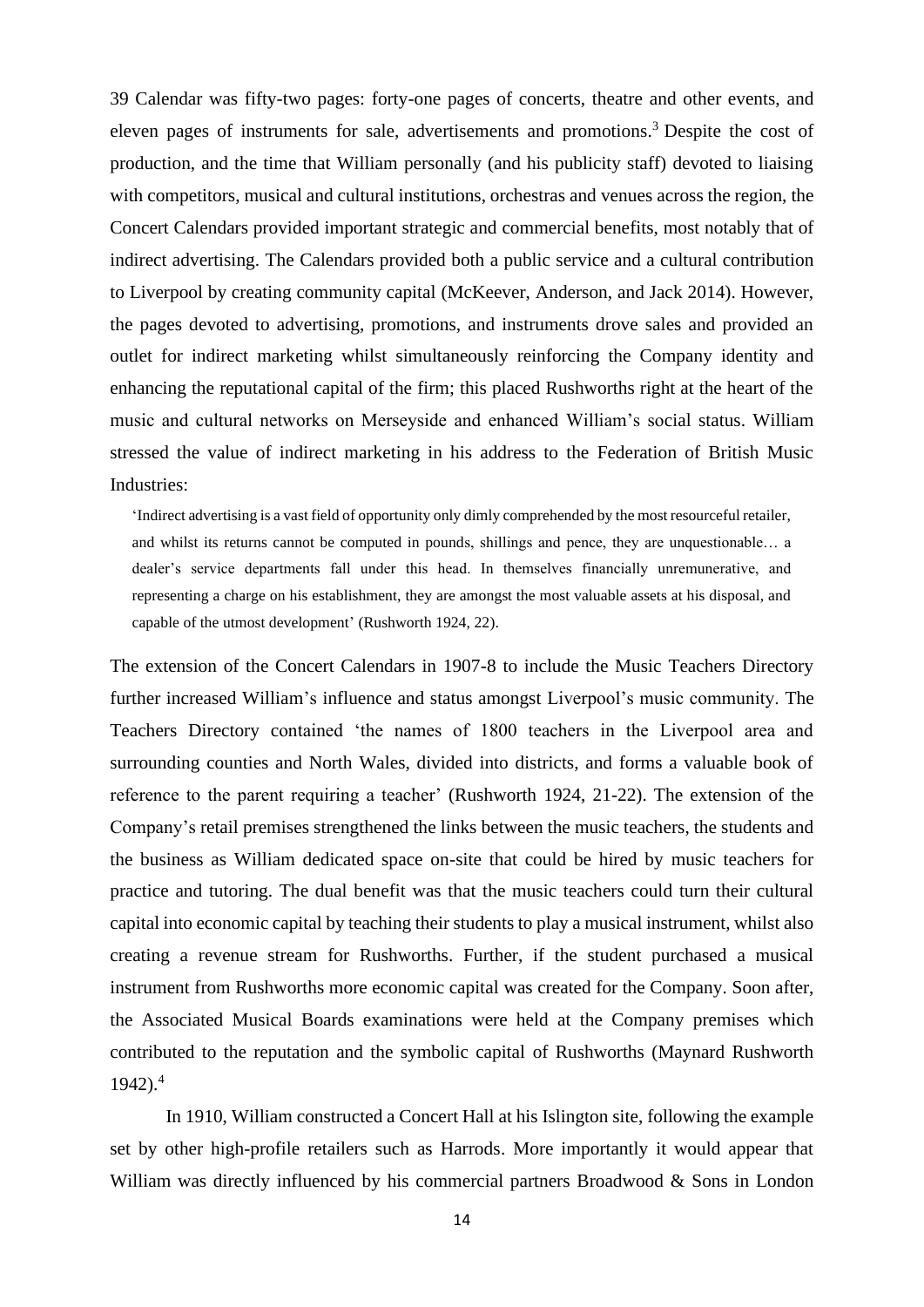39 Calendar was fifty-two pages: forty-one pages of concerts, theatre and other events, and eleven pages of instruments for sale, advertisements and promotions.[3] Despite the cost of production, and the time that William personally (and his publicity staff) devoted to liaising with competitors, musical and cultural institutions, orchestras and venues across the region, the Concert Calendars provided important strategic and commercial benefits, most notably that of indirect advertising. The Calendars provided both a public service and a cultural contribution to Liverpool by creating community capital (McKeever, Anderson, and Jack 2014). However, the pages devoted to advertising, promotions, and instruments drove sales and provided an outlet for indirect marketing whilst simultaneously reinforcing the Company identity and enhancing the reputational capital of the firm; this placed Rushworths right at the heart of the music and cultural networks on Merseyside and enhanced William's social status. William stressed the value of indirect marketing in his address to the Federation of British Music Industries:

> 'Indirect advertising is a vast field of opportunity only dimly comprehended by the most resourceful retailer, and whilst its returns cannot be computed in pounds, shillings and pence, they are unquestionable… a dealer's service departments fall under this head. In themselves financially unremunerative, and representing a charge on his establishment, they are amongst the most valuable assets at his disposal, and capable of the utmost development' (Rushworth 1924, 22).

The extension of the Concert Calendars in 1907-8 to include the Music Teachers Directory further increased William's influence and status amongst Liverpool's music community. The Teachers Directory contained 'the names of 1800 teachers in the Liverpool area and surrounding counties and North Wales, divided into districts, and forms a valuable book of reference to the parent requiring a teacher' (Rushworth 1924, 21-22). The extension of the Company's retail premises strengthened the links between the music teachers, the students and the business as William dedicated space on-site that could be hired by music teachers for practice and tutoring. The dual benefit was that the music teachers could turn their cultural capital into economic capital by teaching their students to play a musical instrument, whilst also creating a revenue stream for Rushworths. Further, if the student purchased a musical instrument from Rushworths more economic capital was created for the Company. Soon after, the Associated Musical Boards examinations were held at the Company premises which contributed to the reputation and the symbolic capital of Rushworths (Maynard Rushworth 1942).[4]

In 1910, William constructed a Concert Hall at his Islington site, following the example set by other high-profile retailers such as Harrods. More importantly it would appear that William was directly influenced by his commercial partners Broadwood & Sons in London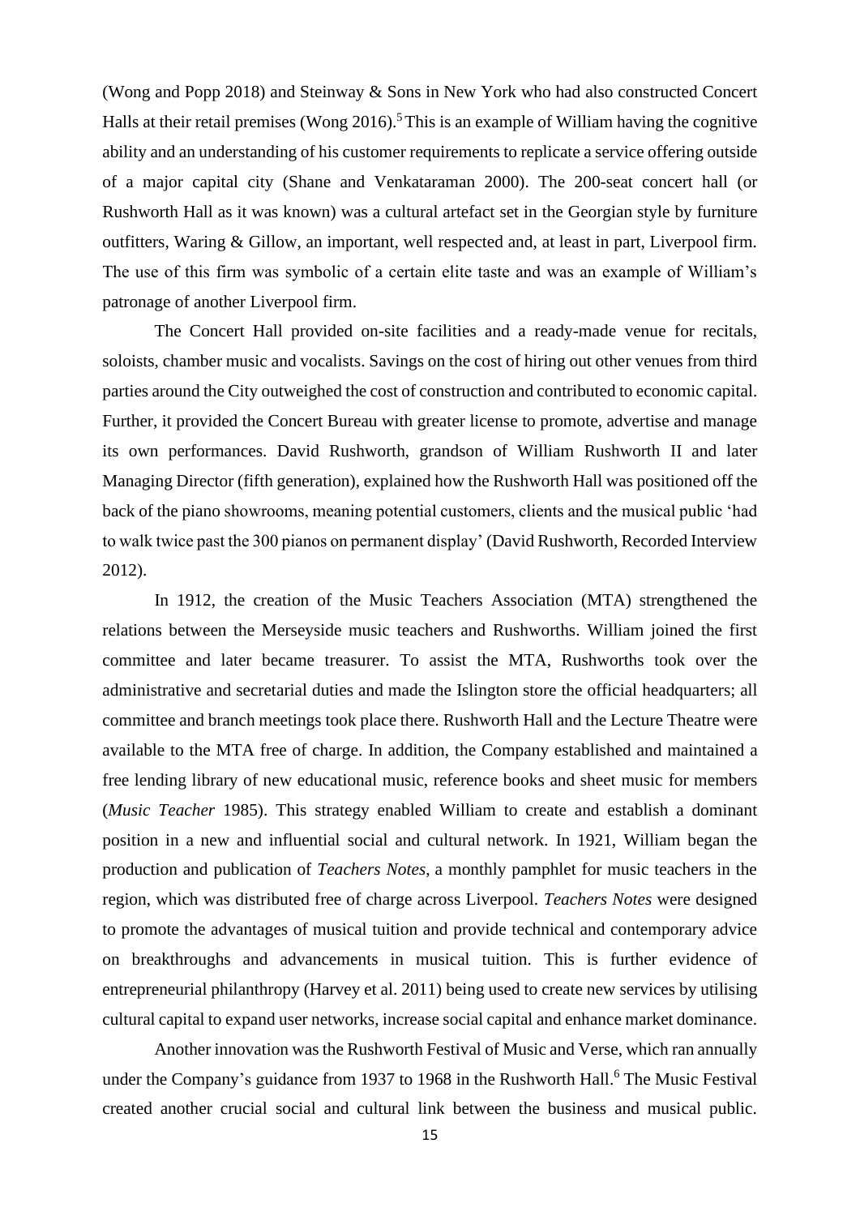(Wong and Popp 2018) and Steinway & Sons in New York who had also constructed Concert Halls at their retail premises (Wong 2016).[5] This is an example of William having the cognitive ability and an understanding of his customer requirements to replicate a service offering outside of a major capital city (Shane and Venkataraman 2000). The 200-seat concert hall (or Rushworth Hall as it was known) was a cultural artefact set in the Georgian style by furniture outfitters, Waring & Gillow, an important, well respected and, at least in part, Liverpool firm. The use of this firm was symbolic of a certain elite taste and was an example of William's patronage of another Liverpool firm.

The Concert Hall provided on-site facilities and a ready-made venue for recitals, soloists, chamber music and vocalists. Savings on the cost of hiring out other venues from third parties around the City outweighed the cost of construction and contributed to economic capital. Further, it provided the Concert Bureau with greater license to promote, advertise and manage its own performances. David Rushworth, grandson of William Rushworth II and later Managing Director (fifth generation), explained how the Rushworth Hall was positioned off the back of the piano showrooms, meaning potential customers, clients and the musical public 'had to walk twice past the 300 pianos on permanent display' (David Rushworth, Recorded Interview 2012).

In 1912, the creation of the Music Teachers Association (MTA) strengthened the relations between the Merseyside music teachers and Rushworths. William joined the first committee and later became treasurer. To assist the MTA, Rushworths took over the administrative and secretarial duties and made the Islington store the official headquarters; all committee and branch meetings took place there. Rushworth Hall and the Lecture Theatre were available to the MTA free of charge. In addition, the Company established and maintained a free lending library of new educational music, reference books and sheet music for members (*Music Teacher* 1985). This strategy enabled William to create and establish a dominant position in a new and influential social and cultural network. In 1921, William began the production and publication of *Teachers Notes*, a monthly pamphlet for music teachers in the region, which was distributed free of charge across Liverpool. *Teachers Notes* were designed to promote the advantages of musical tuition and provide technical and contemporary advice on breakthroughs and advancements in musical tuition. This is further evidence of entrepreneurial philanthropy (Harvey et al. 2011) being used to create new services by utilising cultural capital to expand user networks, increase social capital and enhance market dominance.

Another innovation was the Rushworth Festival of Music and Verse, which ran annually under the Company's guidance from 1937 to 1968 in the Rushworth Hall.[6] The Music Festival created another crucial social and cultural link between the business and musical public.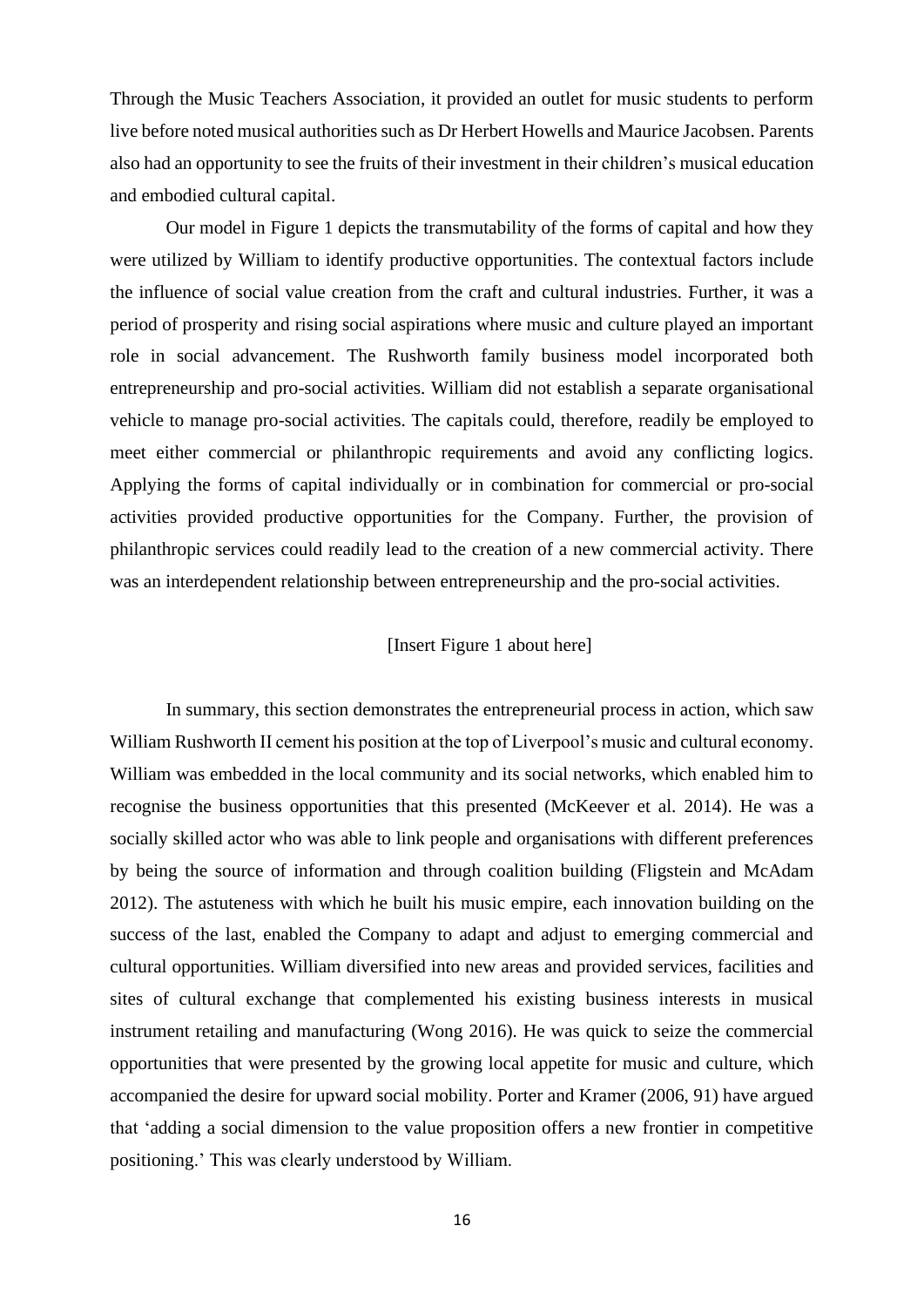Through the Music Teachers Association, it provided an outlet for music students to perform live before noted musical authorities such as Dr Herbert Howells and Maurice Jacobsen. Parents also had an opportunity to see the fruits of their investment in their children's musical education and embodied cultural capital.

Our model in Figure 1 depicts the transmutability of the forms of capital and how they were utilized by William to identify productive opportunities. The contextual factors include the influence of social value creation from the craft and cultural industries. Further, it was a period of prosperity and rising social aspirations where music and culture played an important role in social advancement. The Rushworth family business model incorporated both entrepreneurship and pro-social activities. William did not establish a separate organisational vehicle to manage pro-social activities. The capitals could, therefore, readily be employed to meet either commercial or philanthropic requirements and avoid any conflicting logics. Applying the forms of capital individually or in combination for commercial or pro-social activities provided productive opportunities for the Company. Further, the provision of philanthropic services could readily lead to the creation of a new commercial activity. There was an interdependent relationship between entrepreneurship and the pro-social activities.

[Insert Figure 1 about here]

In summary, this section demonstrates the entrepreneurial process in action, which saw William Rushworth II cement his position at the top of Liverpool's music and cultural economy. William was embedded in the local community and its social networks, which enabled him to recognise the business opportunities that this presented (McKeever et al. 2014). He was a socially skilled actor who was able to link people and organisations with different preferences by being the source of information and through coalition building (Fligstein and McAdam 2012). The astuteness with which he built his music empire, each innovation building on the success of the last, enabled the Company to adapt and adjust to emerging commercial and cultural opportunities. William diversified into new areas and provided services, facilities and sites of cultural exchange that complemented his existing business interests in musical instrument retailing and manufacturing (Wong 2016). He was quick to seize the commercial opportunities that were presented by the growing local appetite for music and culture, which accompanied the desire for upward social mobility. Porter and Kramer (2006, 91) have argued that 'adding a social dimension to the value proposition offers a new frontier in competitive positioning.' This was clearly understood by William.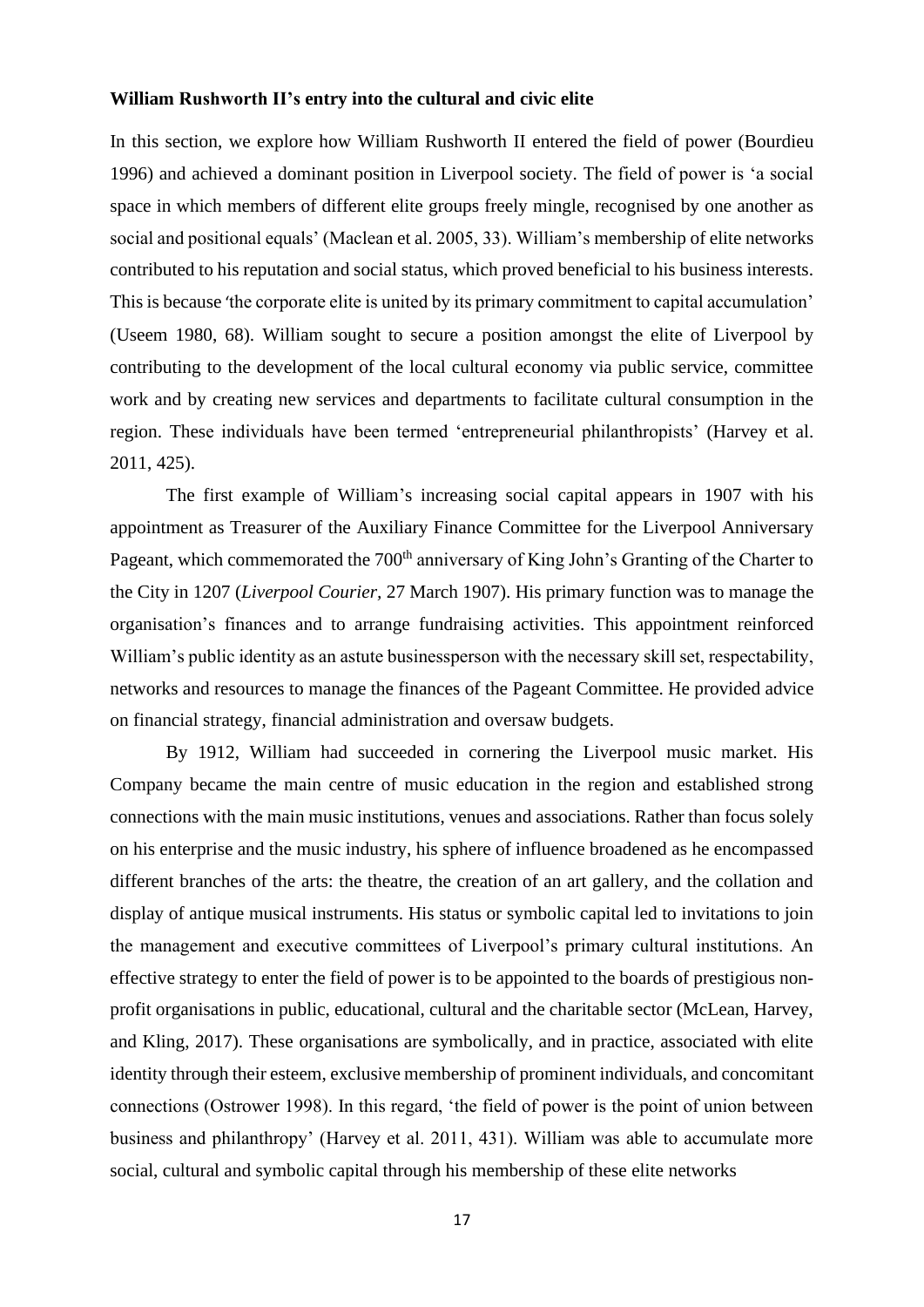**William Rushworth II's entry into the cultural and civic elite**

In this section, we explore how William Rushworth II entered the field of power (Bourdieu 1996) and achieved a dominant position in Liverpool society. The field of power is 'a social space in which members of different elite groups freely mingle, recognised by one another as social and positional equals' (Maclean et al. 2005, 33). William's membership of elite networks contributed to his reputation and social status, which proved beneficial to his business interests. This is because 'the corporate elite is united by its primary commitment to capital accumulation' (Useem 1980, 68). William sought to secure a position amongst the elite of Liverpool by contributing to the development of the local cultural economy via public service, committee work and by creating new services and departments to facilitate cultural consumption in the region. These individuals have been termed 'entrepreneurial philanthropists' (Harvey et al. 2011, 425).

The first example of William's increasing social capital appears in 1907 with his appointment as Treasurer of the Auxiliary Finance Committee for the Liverpool Anniversary Pageant, which commemorated the 700th anniversary of King John's Granting of the Charter to the City in 1207 (*Liverpool Courier*, 27 March 1907). His primary function was to manage the organisation's finances and to arrange fundraising activities. This appointment reinforced William's public identity as an astute businessperson with the necessary skill set, respectability, networks and resources to manage the finances of the Pageant Committee. He provided advice on financial strategy, financial administration and oversaw budgets.

By 1912, William had succeeded in cornering the Liverpool music market. His Company became the main centre of music education in the region and established strong connections with the main music institutions, venues and associations. Rather than focus solely on his enterprise and the music industry, his sphere of influence broadened as he encompassed different branches of the arts: the theatre, the creation of an art gallery, and the collation and display of antique musical instruments. His status or symbolic capital led to invitations to join the management and executive committees of Liverpool's primary cultural institutions. An effective strategy to enter the field of power is to be appointed to the boards of prestigious non-profit organisations in public, educational, cultural and the charitable sector (McLean, Harvey, and Kling, 2017). These organisations are symbolically, and in practice, associated with elite identity through their esteem, exclusive membership of prominent individuals, and concomitant connections (Ostrower 1998). In this regard, 'the field of power is the point of union between business and philanthropy' (Harvey et al. 2011, 431). William was able to accumulate more social, cultural and symbolic capital through his membership of these elite networks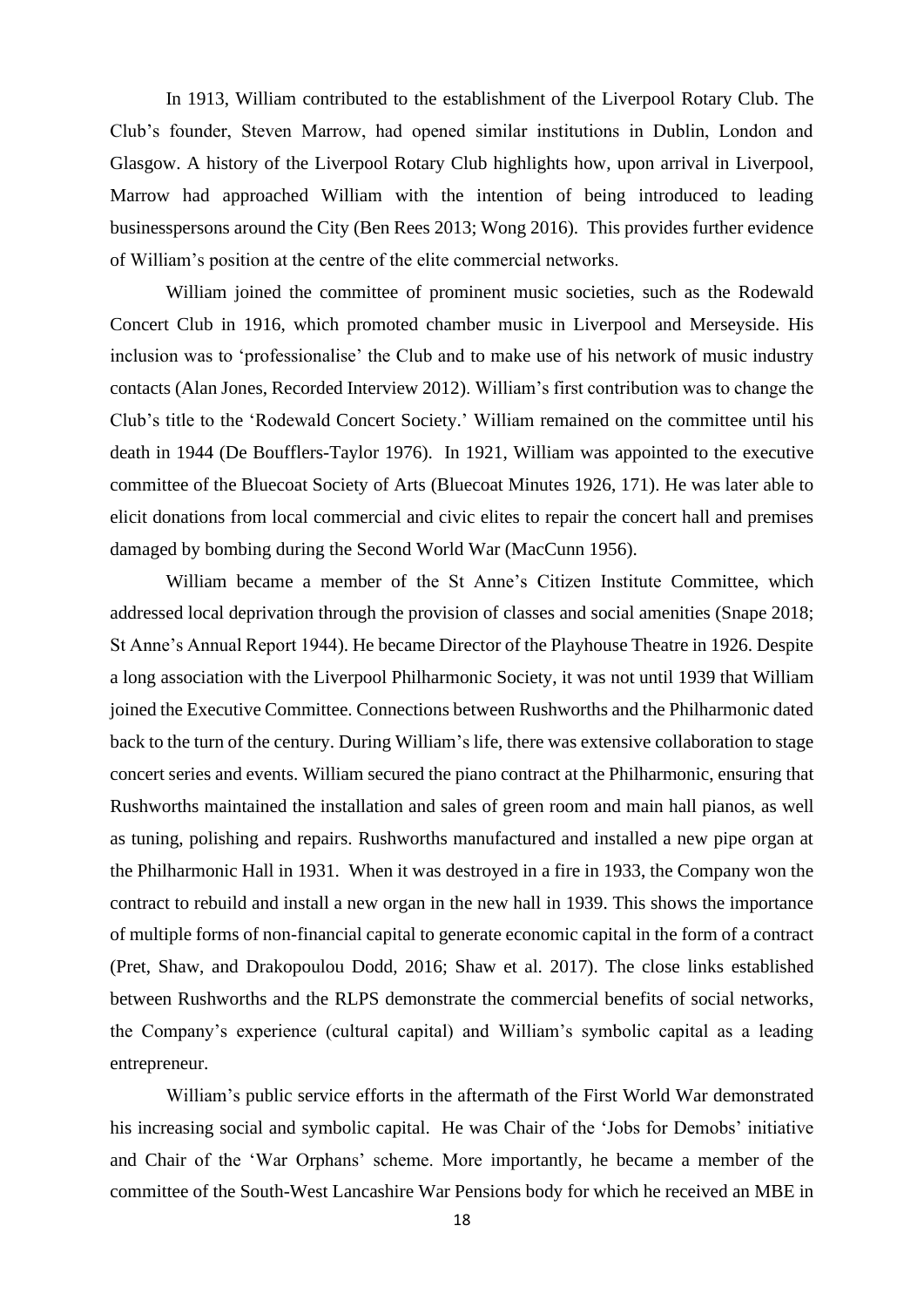In 1913, William contributed to the establishment of the Liverpool Rotary Club. The Club's founder, Steven Marrow, had opened similar institutions in Dublin, London and Glasgow. A history of the Liverpool Rotary Club highlights how, upon arrival in Liverpool, Marrow had approached William with the intention of being introduced to leading businesspersons around the City (Ben Rees 2013; Wong 2016). This provides further evidence of William's position at the centre of the elite commercial networks.

William joined the committee of prominent music societies, such as the Rodewald Concert Club in 1916, which promoted chamber music in Liverpool and Merseyside. His inclusion was to 'professionalise' the Club and to make use of his network of music industry contacts (Alan Jones, Recorded Interview 2012). William's first contribution was to change the Club's title to the 'Rodewald Concert Society.' William remained on the committee until his death in 1944 (De Boufflers-Taylor 1976). In 1921, William was appointed to the executive committee of the Bluecoat Society of Arts (Bluecoat Minutes 1926, 171). He was later able to elicit donations from local commercial and civic elites to repair the concert hall and premises damaged by bombing during the Second World War (MacCunn 1956).

William became a member of the St Anne's Citizen Institute Committee, which addressed local deprivation through the provision of classes and social amenities (Snape 2018; St Anne's Annual Report 1944). He became Director of the Playhouse Theatre in 1926. Despite a long association with the Liverpool Philharmonic Society, it was not until 1939 that William joined the Executive Committee. Connections between Rushworths and the Philharmonic dated back to the turn of the century. During William's life, there was extensive collaboration to stage concert series and events. William secured the piano contract at the Philharmonic, ensuring that Rushworths maintained the installation and sales of green room and main hall pianos, as well as tuning, polishing and repairs. Rushworths manufactured and installed a new pipe organ at the Philharmonic Hall in 1931. When it was destroyed in a fire in 1933, the Company won the contract to rebuild and install a new organ in the new hall in 1939. This shows the importance of multiple forms of non-financial capital to generate economic capital in the form of a contract (Pret, Shaw, and Drakopoulou Dodd, 2016; Shaw et al. 2017). The close links established between Rushworths and the RLPS demonstrate the commercial benefits of social networks, the Company's experience (cultural capital) and William's symbolic capital as a leading entrepreneur.

William's public service efforts in the aftermath of the First World War demonstrated his increasing social and symbolic capital. He was Chair of the 'Jobs for Demobs' initiative and Chair of the 'War Orphans' scheme. More importantly, he became a member of the committee of the South-West Lancashire War Pensions body for which he received an MBE in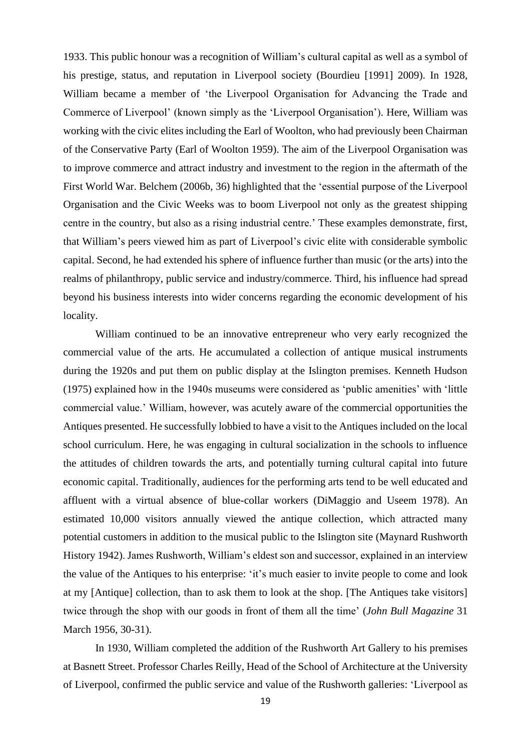1933. This public honour was a recognition of William's cultural capital as well as a symbol of his prestige, status, and reputation in Liverpool society (Bourdieu [1991] 2009). In 1928, William became a member of 'the Liverpool Organisation for Advancing the Trade and Commerce of Liverpool' (known simply as the 'Liverpool Organisation'). Here, William was working with the civic elites including the Earl of Woolton, who had previously been Chairman of the Conservative Party (Earl of Woolton 1959). The aim of the Liverpool Organisation was to improve commerce and attract industry and investment to the region in the aftermath of the First World War. Belchem (2006b, 36) highlighted that the 'essential purpose of the Liverpool Organisation and the Civic Weeks was to boom Liverpool not only as the greatest shipping centre in the country, but also as a rising industrial centre.' These examples demonstrate, first, that William's peers viewed him as part of Liverpool's civic elite with considerable symbolic capital. Second, he had extended his sphere of influence further than music (or the arts) into the realms of philanthropy, public service and industry/commerce. Third, his influence had spread beyond his business interests into wider concerns regarding the economic development of his locality.

William continued to be an innovative entrepreneur who very early recognized the commercial value of the arts. He accumulated a collection of antique musical instruments during the 1920s and put them on public display at the Islington premises. Kenneth Hudson (1975) explained how in the 1940s museums were considered as 'public amenities' with 'little commercial value.' William, however, was acutely aware of the commercial opportunities the Antiques presented. He successfully lobbied to have a visit to the Antiques included on the local school curriculum. Here, he was engaging in cultural socialization in the schools to influence the attitudes of children towards the arts, and potentially turning cultural capital into future economic capital. Traditionally, audiences for the performing arts tend to be well educated and affluent with a virtual absence of blue-collar workers (DiMaggio and Useem 1978). An estimated 10,000 visitors annually viewed the antique collection, which attracted many potential customers in addition to the musical public to the Islington site (Maynard Rushworth History 1942). James Rushworth, William's eldest son and successor, explained in an interview the value of the Antiques to his enterprise: 'it's much easier to invite people to come and look at my [Antique] collection, than to ask them to look at the shop. [The Antiques take visitors] twice through the shop with our goods in front of them all the time' (*John Bull Magazine* 31 March 1956, 30-31).

In 1930, William completed the addition of the Rushworth Art Gallery to his premises at Basnett Street. Professor Charles Reilly, Head of the School of Architecture at the University of Liverpool, confirmed the public service and value of the Rushworth galleries: 'Liverpool as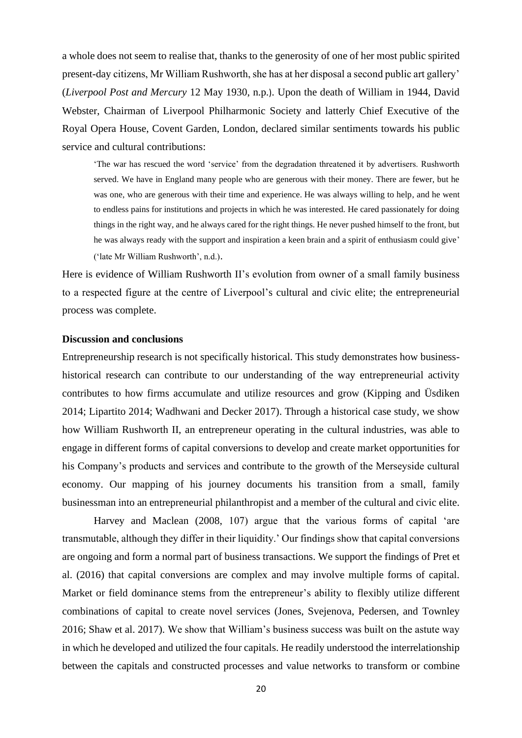a whole does not seem to realise that, thanks to the generosity of one of her most public spirited present-day citizens, Mr William Rushworth, she has at her disposal a second public art gallery' (*Liverpool Post and Mercury* 12 May 1930, n.p.). Upon the death of William in 1944, David Webster, Chairman of Liverpool Philharmonic Society and latterly Chief Executive of the Royal Opera House, Covent Garden, London, declared similar sentiments towards his public service and cultural contributions:

> 'The war has rescued the word 'service' from the degradation threatened it by advertisers. Rushworth served. We have in England many people who are generous with their money. There are fewer, but he was one, who are generous with their time and experience. He was always willing to help, and he went to endless pains for institutions and projects in which he was interested. He cared passionately for doing things in the right way, and he always cared for the right things. He never pushed himself to the front, but he was always ready with the support and inspiration a keen brain and a spirit of enthusiasm could give' ('late Mr William Rushworth', n.d.).

Here is evidence of William Rushworth II's evolution from owner of a small family business to a respected figure at the centre of Liverpool's cultural and civic elite; the entrepreneurial process was complete.

## Discussion and conclusions

Entrepreneurship research is not specifically historical. This study demonstrates how business-historical research can contribute to our understanding of the way entrepreneurial activity contributes to how firms accumulate and utilize resources and grow (Kipping and Üsdiken 2014; Lipartito 2014; Wadhwani and Decker 2017). Through a historical case study, we show how William Rushworth II, an entrepreneur operating in the cultural industries, was able to engage in different forms of capital conversions to develop and create market opportunities for his Company's products and services and contribute to the growth of the Merseyside cultural economy. Our mapping of his journey documents his transition from a small, family businessman into an entrepreneurial philanthropist and a member of the cultural and civic elite.

Harvey and Maclean (2008, 107) argue that the various forms of capital 'are transmutable, although they differ in their liquidity.' Our findings show that capital conversions are ongoing and form a normal part of business transactions. We support the findings of Pret et al. (2016) that capital conversions are complex and may involve multiple forms of capital. Market or field dominance stems from the entrepreneur's ability to flexibly utilize different combinations of capital to create novel services (Jones, Svejenova, Pedersen, and Townley 2016; Shaw et al. 2017). We show that William's business success was built on the astute way in which he developed and utilized the four capitals. He readily understood the interrelationship between the capitals and constructed processes and value networks to transform or combine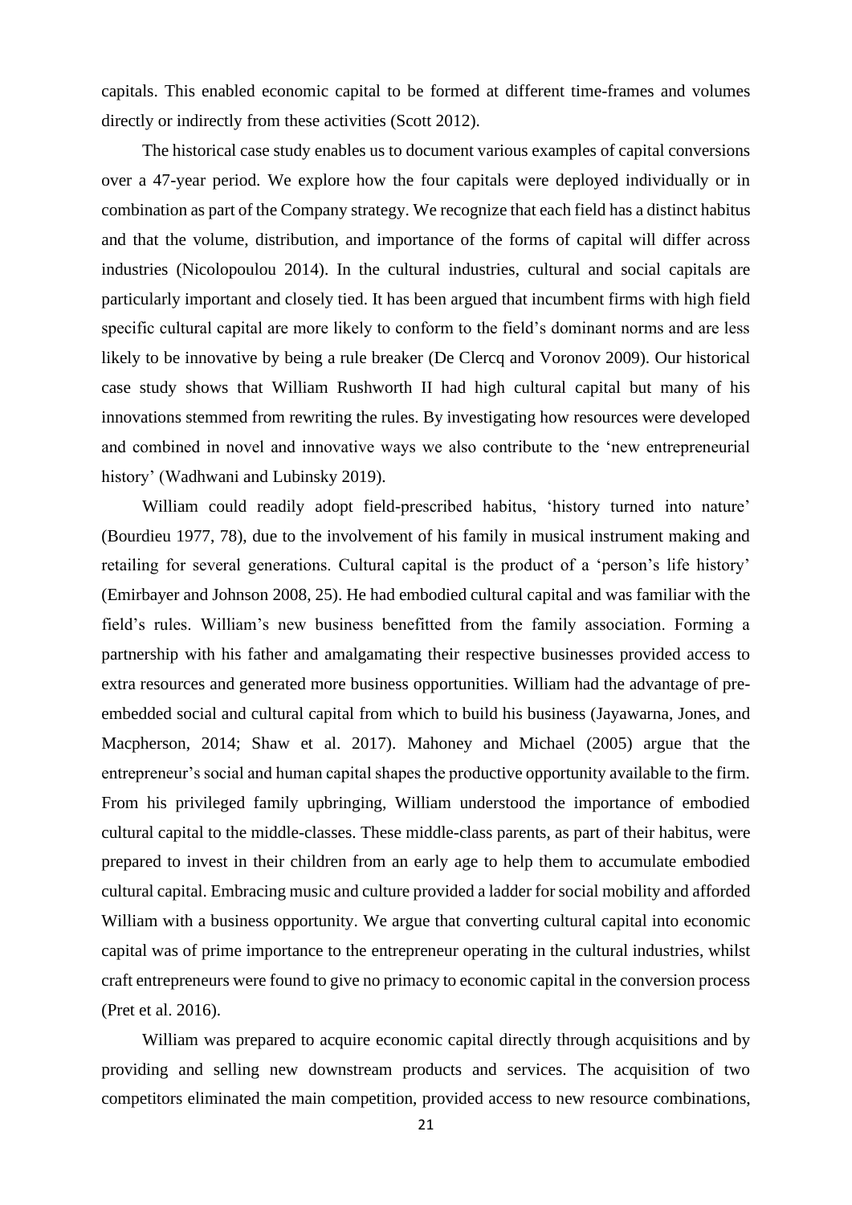capitals. This enabled economic capital to be formed at different time-frames and volumes directly or indirectly from these activities (Scott 2012).

The historical case study enables us to document various examples of capital conversions over a 47-year period. We explore how the four capitals were deployed individually or in combination as part of the Company strategy. We recognize that each field has a distinct habitus and that the volume, distribution, and importance of the forms of capital will differ across industries (Nicolopoulou 2014). In the cultural industries, cultural and social capitals are particularly important and closely tied. It has been argued that incumbent firms with high field specific cultural capital are more likely to conform to the field's dominant norms and are less likely to be innovative by being a rule breaker (De Clercq and Voronov 2009). Our historical case study shows that William Rushworth II had high cultural capital but many of his innovations stemmed from rewriting the rules. By investigating how resources were developed and combined in novel and innovative ways we also contribute to the 'new entrepreneurial history' (Wadhwani and Lubinsky 2019).

William could readily adopt field-prescribed habitus, 'history turned into nature' (Bourdieu 1977, 78), due to the involvement of his family in musical instrument making and retailing for several generations. Cultural capital is the product of a 'person's life history' (Emirbayer and Johnson 2008, 25). He had embodied cultural capital and was familiar with the field's rules. William's new business benefitted from the family association. Forming a partnership with his father and amalgamating their respective businesses provided access to extra resources and generated more business opportunities. William had the advantage of pre-embedded social and cultural capital from which to build his business (Jayawarna, Jones, and Macpherson, 2014; Shaw et al. 2017). Mahoney and Michael (2005) argue that the entrepreneur's social and human capital shapes the productive opportunity available to the firm. From his privileged family upbringing, William understood the importance of embodied cultural capital to the middle-classes. These middle-class parents, as part of their habitus, were prepared to invest in their children from an early age to help them to accumulate embodied cultural capital. Embracing music and culture provided a ladder for social mobility and afforded William with a business opportunity. We argue that converting cultural capital into economic capital was of prime importance to the entrepreneur operating in the cultural industries, whilst craft entrepreneurs were found to give no primacy to economic capital in the conversion process (Pret et al. 2016).

William was prepared to acquire economic capital directly through acquisitions and by providing and selling new downstream products and services. The acquisition of two competitors eliminated the main competition, provided access to new resource combinations,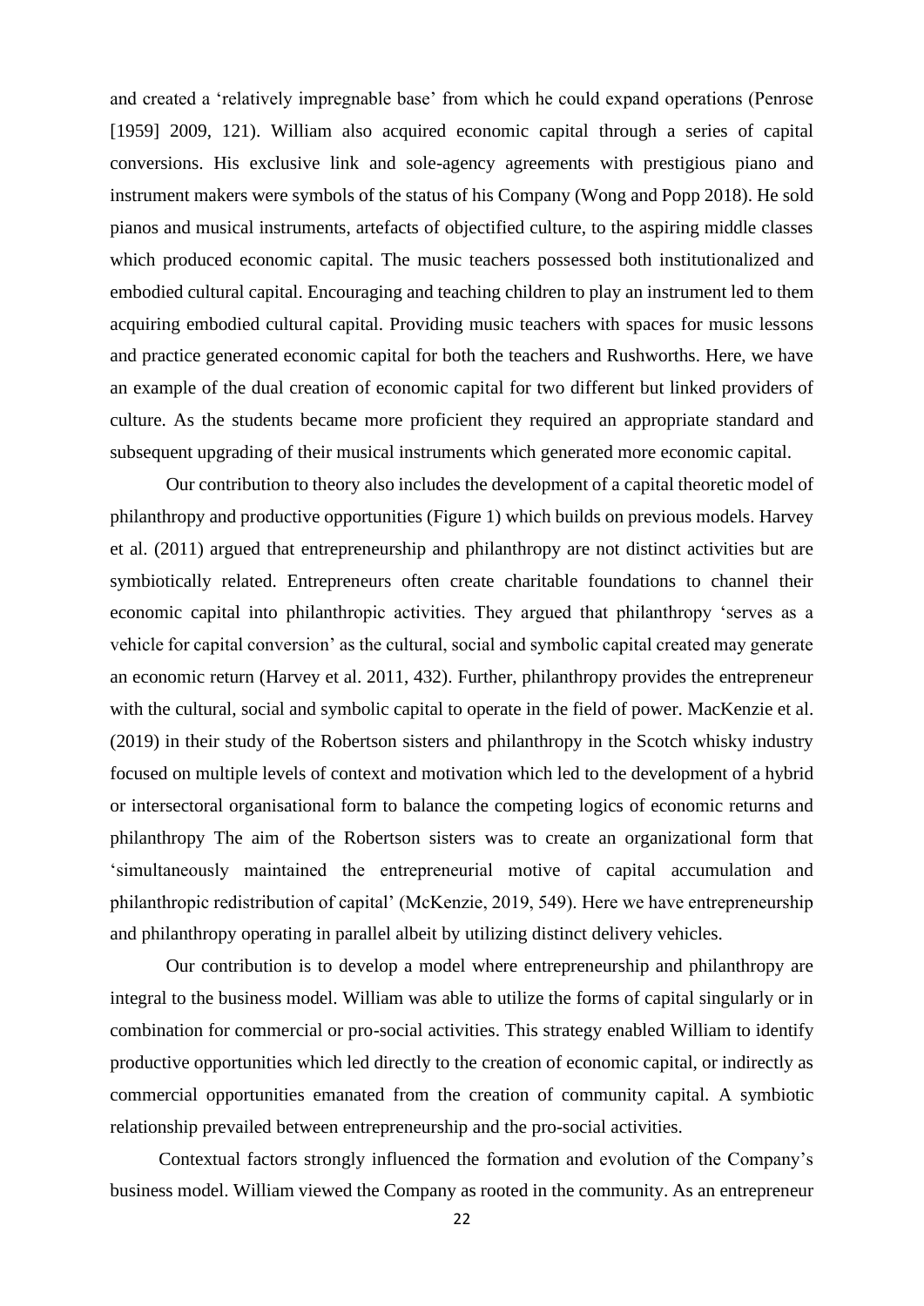and created a 'relatively impregnable base' from which he could expand operations (Penrose [1959] 2009, 121). William also acquired economic capital through a series of capital conversions. His exclusive link and sole-agency agreements with prestigious piano and instrument makers were symbols of the status of his Company (Wong and Popp 2018). He sold pianos and musical instruments, artefacts of objectified culture, to the aspiring middle classes which produced economic capital. The music teachers possessed both institutionalized and embodied cultural capital. Encouraging and teaching children to play an instrument led to them acquiring embodied cultural capital. Providing music teachers with spaces for music lessons and practice generated economic capital for both the teachers and Rushworths. Here, we have an example of the dual creation of economic capital for two different but linked providers of culture. As the students became more proficient they required an appropriate standard and subsequent upgrading of their musical instruments which generated more economic capital.

Our contribution to theory also includes the development of a capital theoretic model of philanthropy and productive opportunities (Figure 1) which builds on previous models. Harvey et al. (2011) argued that entrepreneurship and philanthropy are not distinct activities but are symbiotically related. Entrepreneurs often create charitable foundations to channel their economic capital into philanthropic activities. They argued that philanthropy 'serves as a vehicle for capital conversion' as the cultural, social and symbolic capital created may generate an economic return (Harvey et al. 2011, 432). Further, philanthropy provides the entrepreneur with the cultural, social and symbolic capital to operate in the field of power. MacKenzie et al. (2019) in their study of the Robertson sisters and philanthropy in the Scotch whisky industry focused on multiple levels of context and motivation which led to the development of a hybrid or intersectoral organisational form to balance the competing logics of economic returns and philanthropy The aim of the Robertson sisters was to create an organizational form that 'simultaneously maintained the entrepreneurial motive of capital accumulation and philanthropic redistribution of capital' (McKenzie, 2019, 549). Here we have entrepreneurship and philanthropy operating in parallel albeit by utilizing distinct delivery vehicles.

Our contribution is to develop a model where entrepreneurship and philanthropy are integral to the business model. William was able to utilize the forms of capital singularly or in combination for commercial or pro-social activities. This strategy enabled William to identify productive opportunities which led directly to the creation of economic capital, or indirectly as commercial opportunities emanated from the creation of community capital. A symbiotic relationship prevailed between entrepreneurship and the pro-social activities.

Contextual factors strongly influenced the formation and evolution of the Company's business model. William viewed the Company as rooted in the community. As an entrepreneur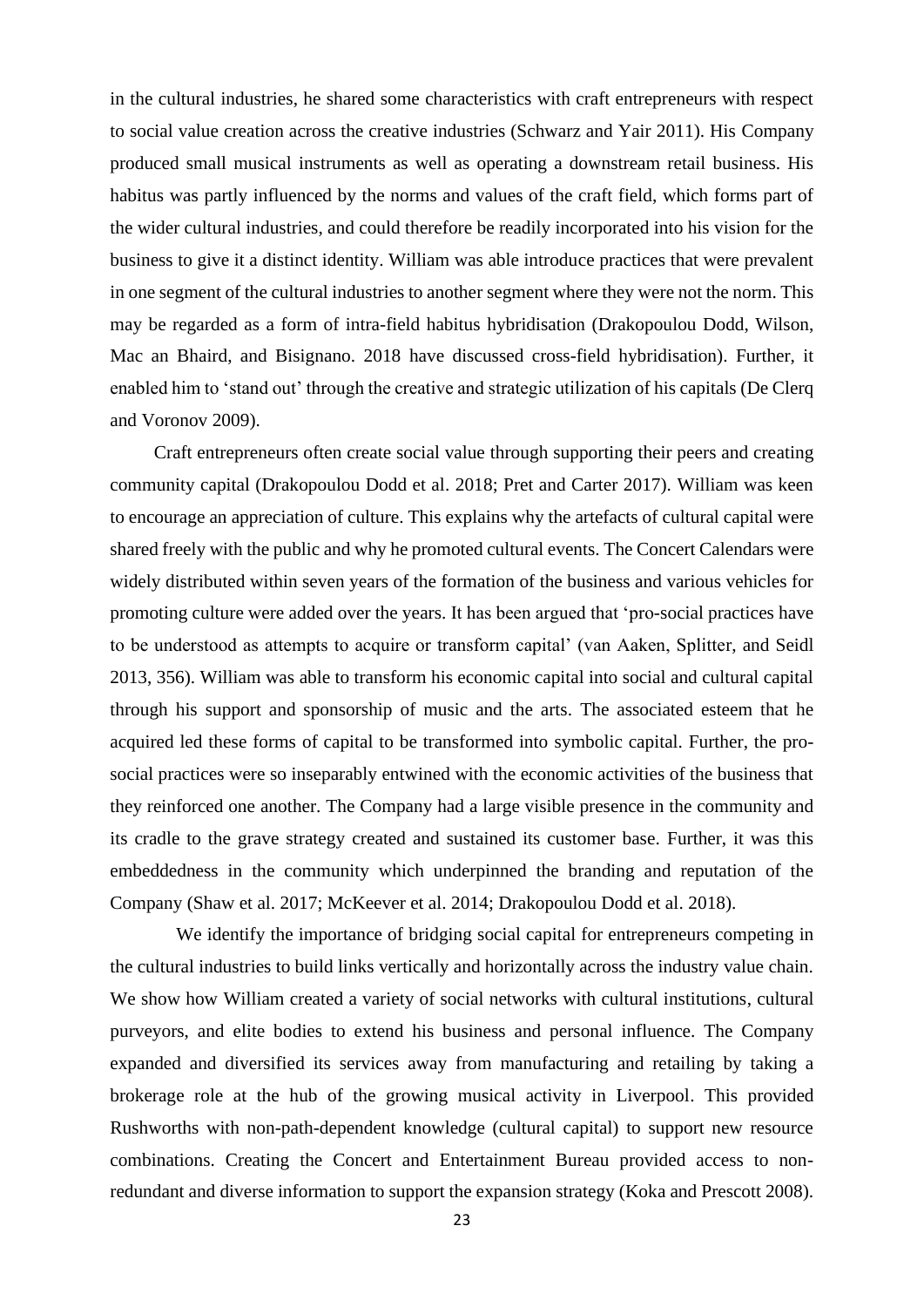in the cultural industries, he shared some characteristics with craft entrepreneurs with respect to social value creation across the creative industries (Schwarz and Yair 2011). His Company produced small musical instruments as well as operating a downstream retail business. His habitus was partly influenced by the norms and values of the craft field, which forms part of the wider cultural industries, and could therefore be readily incorporated into his vision for the business to give it a distinct identity. William was able introduce practices that were prevalent in one segment of the cultural industries to another segment where they were not the norm. This may be regarded as a form of intra-field habitus hybridisation (Drakopoulou Dodd, Wilson, Mac an Bhaird, and Bisignano. 2018 have discussed cross-field hybridisation). Further, it enabled him to 'stand out' through the creative and strategic utilization of his capitals (De Clerq and Voronov 2009).

Craft entrepreneurs often create social value through supporting their peers and creating community capital (Drakopoulou Dodd et al. 2018; Pret and Carter 2017). William was keen to encourage an appreciation of culture. This explains why the artefacts of cultural capital were shared freely with the public and why he promoted cultural events. The Concert Calendars were widely distributed within seven years of the formation of the business and various vehicles for promoting culture were added over the years. It has been argued that 'pro-social practices have to be understood as attempts to acquire or transform capital' (van Aaken, Splitter, and Seidl 2013, 356). William was able to transform his economic capital into social and cultural capital through his support and sponsorship of music and the arts. The associated esteem that he acquired led these forms of capital to be transformed into symbolic capital. Further, the pro-social practices were so inseparably entwined with the economic activities of the business that they reinforced one another. The Company had a large visible presence in the community and its cradle to the grave strategy created and sustained its customer base. Further, it was this embeddedness in the community which underpinned the branding and reputation of the Company (Shaw et al. 2017; McKeever et al. 2014; Drakopoulou Dodd et al. 2018).

We identify the importance of bridging social capital for entrepreneurs competing in the cultural industries to build links vertically and horizontally across the industry value chain. We show how William created a variety of social networks with cultural institutions, cultural purveyors, and elite bodies to extend his business and personal influence. The Company expanded and diversified its services away from manufacturing and retailing by taking a brokerage role at the hub of the growing musical activity in Liverpool. This provided Rushworths with non-path-dependent knowledge (cultural capital) to support new resource combinations. Creating the Concert and Entertainment Bureau provided access to non-redundant and diverse information to support the expansion strategy (Koka and Prescott 2008).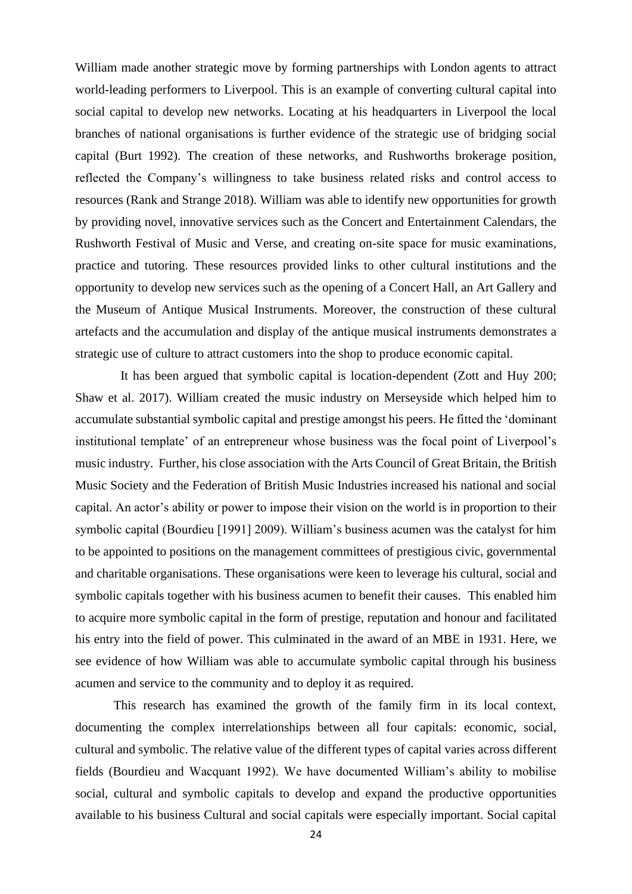William made another strategic move by forming partnerships with London agents to attract world-leading performers to Liverpool. This is an example of converting cultural capital into social capital to develop new networks. Locating at his headquarters in Liverpool the local branches of national organisations is further evidence of the strategic use of bridging social capital (Burt 1992). The creation of these networks, and Rushworths brokerage position, reflected the Company's willingness to take business related risks and control access to resources (Rank and Strange 2018). William was able to identify new opportunities for growth by providing novel, innovative services such as the Concert and Entertainment Calendars, the Rushworth Festival of Music and Verse, and creating on-site space for music examinations, practice and tutoring. These resources provided links to other cultural institutions and the opportunity to develop new services such as the opening of a Concert Hall, an Art Gallery and the Museum of Antique Musical Instruments. Moreover, the construction of these cultural artefacts and the accumulation and display of the antique musical instruments demonstrates a strategic use of culture to attract customers into the shop to produce economic capital.

It has been argued that symbolic capital is location-dependent (Zott and Huy 200; Shaw et al. 2017). William created the music industry on Merseyside which helped him to accumulate substantial symbolic capital and prestige amongst his peers. He fitted the 'dominant institutional template' of an entrepreneur whose business was the focal point of Liverpool's music industry. Further, his close association with the Arts Council of Great Britain, the British Music Society and the Federation of British Music Industries increased his national and social capital. An actor's ability or power to impose their vision on the world is in proportion to their symbolic capital (Bourdieu [1991] 2009). William's business acumen was the catalyst for him to be appointed to positions on the management committees of prestigious civic, governmental and charitable organisations. These organisations were keen to leverage his cultural, social and symbolic capitals together with his business acumen to benefit their causes. This enabled him to acquire more symbolic capital in the form of prestige, reputation and honour and facilitated his entry into the field of power. This culminated in the award of an MBE in 1931. Here, we see evidence of how William was able to accumulate symbolic capital through his business acumen and service to the community and to deploy it as required.

This research has examined the growth of the family firm in its local context, documenting the complex interrelationships between all four capitals: economic, social, cultural and symbolic. The relative value of the different types of capital varies across different fields (Bourdieu and Wacquant 1992). We have documented William's ability to mobilise social, cultural and symbolic capitals to develop and expand the productive opportunities available to his business Cultural and social capitals were especially important. Social capital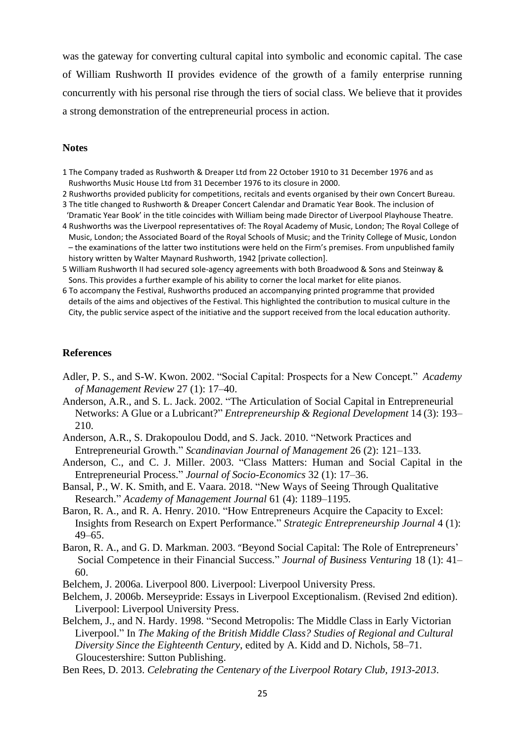was the gateway for converting cultural capital into symbolic and economic capital. The case of William Rushworth II provides evidence of the growth of a family enterprise running concurrently with his personal rise through the tiers of social class. We believe that it provides a strong demonstration of the entrepreneurial process in action.

## Notes

1 The Company traded as Rushworth & Dreaper Ltd from 22 October 1910 to 31 December 1976 and as Rushworths Music House Ltd from 31 December 1976 to its closure in 2000.

2 Rushworths provided publicity for competitions, recitals and events organised by their own Concert Bureau.

3 The title changed to Rushworth & Dreaper Concert Calendar and Dramatic Year Book. The inclusion of 'Dramatic Year Book' in the title coincides with William being made Director of Liverpool Playhouse Theatre.

4 Rushworths was the Liverpool representatives of: The Royal Academy of Music, London; The Royal College of Music, London; the Associated Board of the Royal Schools of Music; and the Trinity College of Music, London – the examinations of the latter two institutions were held on the Firm's premises. From unpublished family history written by Walter Maynard Rushworth, 1942 [private collection].

5 William Rushworth II had secured sole-agency agreements with both Broadwood & Sons and Steinway & Sons. This provides a further example of his ability to corner the local market for elite pianos.

6 To accompany the Festival, Rushworths produced an accompanying printed programme that provided details of the aims and objectives of the Festival. This highlighted the contribution to musical culture in the City, the public service aspect of the initiative and the support received from the local education authority.

## References

Adler, P. S., and S-W. Kwon. 2002. "Social Capital: Prospects for a New Concept." *Academy of Management Review* 27 (1): 17–40.

Anderson, A.R., and S. L. Jack. 2002. "The Articulation of Social Capital in Entrepreneurial Networks: A Glue or a Lubricant?" *Entrepreneurship & Regional Development* 14 (3): 193–210.

Anderson, A.R., S. Drakopoulou Dodd, and S. Jack. 2010. "Network Practices and Entrepreneurial Growth." *Scandinavian Journal of Management* 26 (2): 121–133.

Anderson, C., and C. J. Miller. 2003. "Class Matters: Human and Social Capital in the Entrepreneurial Process." *Journal of Socio-Economics* 32 (1): 17–36.

Bansal, P., W. K. Smith, and E. Vaara. 2018. "New Ways of Seeing Through Qualitative Research." *Academy of Management Journal* 61 (4): 1189–1195.

Baron, R. A., and R. A. Henry. 2010. "How Entrepreneurs Acquire the Capacity to Excel: Insights from Research on Expert Performance." *Strategic Entrepreneurship Journal* 4 (1): 49–65.

Baron, R. A., and G. D. Markman. 2003. "Beyond Social Capital: The Role of Entrepreneurs' Social Competence in their Financial Success." *Journal of Business Venturing* 18 (1): 41–60.

Belchem, J. 2006a. Liverpool 800. Liverpool: Liverpool University Press.

Belchem, J. 2006b. Merseypride: Essays in Liverpool Exceptionalism. (Revised 2nd edition). Liverpool: Liverpool University Press.

Belchem, J., and N. Hardy. 1998. "Second Metropolis: The Middle Class in Early Victorian Liverpool." In *The Making of the British Middle Class? Studies of Regional and Cultural Diversity Since the Eighteenth Century*, edited by A. Kidd and D. Nichols, 58–71. Gloucestershire: Sutton Publishing.

Ben Rees, D. 2013. *Celebrating the Centenary of the Liverpool Rotary Club, 1913-2013*.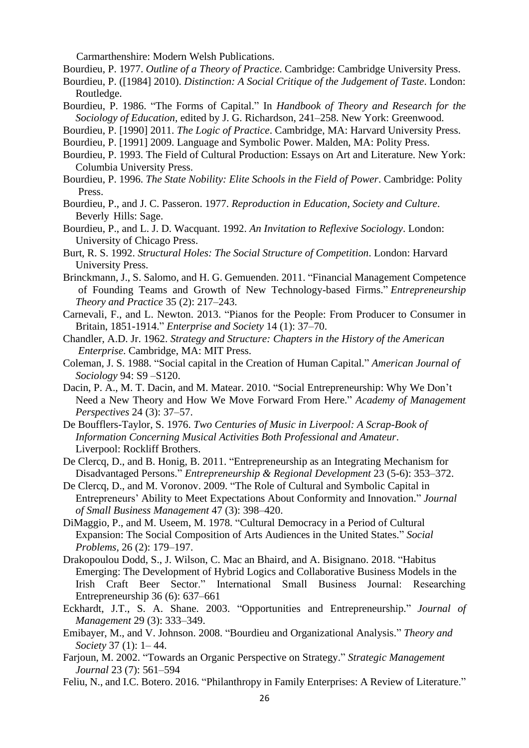Carmarthenshire: Modern Welsh Publications.

Bourdieu, P. 1977. *Outline of a Theory of Practice*. Cambridge: Cambridge University Press.

Bourdieu, P. ([1984] 2010). *Distinction: A Social Critique of the Judgement of Taste*. London: Routledge.

Bourdieu, P. 1986. "The Forms of Capital." In *Handbook of Theory and Research for the Sociology of Education*, edited by J. G. Richardson, 241–258. New York: Greenwood.

Bourdieu, P. [1990] 2011. *The Logic of Practice*. Cambridge, MA: Harvard University Press.

Bourdieu, P. [1991] 2009. Language and Symbolic Power. Malden, MA: Polity Press.

Bourdieu, P. 1993. The Field of Cultural Production: Essays on Art and Literature. New York: Columbia University Press.

Bourdieu, P. 1996. *The State Nobility: Elite Schools in the Field of Power*. Cambridge: Polity Press.

Bourdieu, P., and J. C. Passeron. 1977. *Reproduction in Education, Society and Culture*. Beverly Hills: Sage.

Bourdieu, P., and L. J. D. Wacquant. 1992. *An Invitation to Reflexive Sociology*. London: University of Chicago Press.

Burt, R. S. 1992. *Structural Holes: The Social Structure of Competition*. London: Harvard University Press.

Brinckmann, J., S. Salomo, and H. G. Gemuenden. 2011. "Financial Management Competence of Founding Teams and Growth of New Technology-based Firms." *Entrepreneurship Theory and Practice* 35 (2): 217–243.

Carnevali, F., and L. Newton. 2013. "Pianos for the People: From Producer to Consumer in Britain, 1851-1914." *Enterprise and Society* 14 (1): 37–70.

Chandler, A.D. Jr. 1962. *Strategy and Structure: Chapters in the History of the American Enterprise*. Cambridge, MA: MIT Press.

Coleman, J. S. 1988. "Social capital in the Creation of Human Capital." *American Journal of Sociology* 94: S9 –S120.

Dacin, P. A., M. T. Dacin, and M. Matear. 2010. "Social Entrepreneurship: Why We Don't Need a New Theory and How We Move Forward From Here." *Academy of Management Perspectives* 24 (3): 37–57.

De Boufflers-Taylor, S. 1976. *Two Centuries of Music in Liverpool: A Scrap-Book of Information Concerning Musical Activities Both Professional and Amateur*. Liverpool: Rockliff Brothers.

De Clercq, D., and B. Honig, B. 2011. "Entrepreneurship as an Integrating Mechanism for Disadvantaged Persons." *Entrepreneurship & Regional Development* 23 (5-6): 353–372.

De Clercq, D., and M. Voronov. 2009. "The Role of Cultural and Symbolic Capital in Entrepreneurs' Ability to Meet Expectations About Conformity and Innovation." *Journal of Small Business Management* 47 (3): 398–420.

DiMaggio, P., and M. Useem, M. 1978. "Cultural Democracy in a Period of Cultural Expansion: The Social Composition of Arts Audiences in the United States." *Social Problems*, 26 (2): 179–197.

Drakopoulou Dodd, S., J. Wilson, C. Mac an Bhaird, and A. Bisignano. 2018. "Habitus Emerging: The Development of Hybrid Logics and Collaborative Business Models in the Irish Craft Beer Sector." International Small Business Journal: Researching Entrepreneurship 36 (6): 637–661

Eckhardt, J.T., S. A. Shane. 2003. "Opportunities and Entrepreneurship." *Journal of Management* 29 (3): 333–349.

Emibayer, M., and V. Johnson. 2008. "Bourdieu and Organizational Analysis." *Theory and Society* 37 (1): 1– 44.

Farjoun, M. 2002. "Towards an Organic Perspective on Strategy." *Strategic Management Journal* 23 (7): 561–594

Feliu, N., and I.C. Botero. 2016. "Philanthropy in Family Enterprises: A Review of Literature."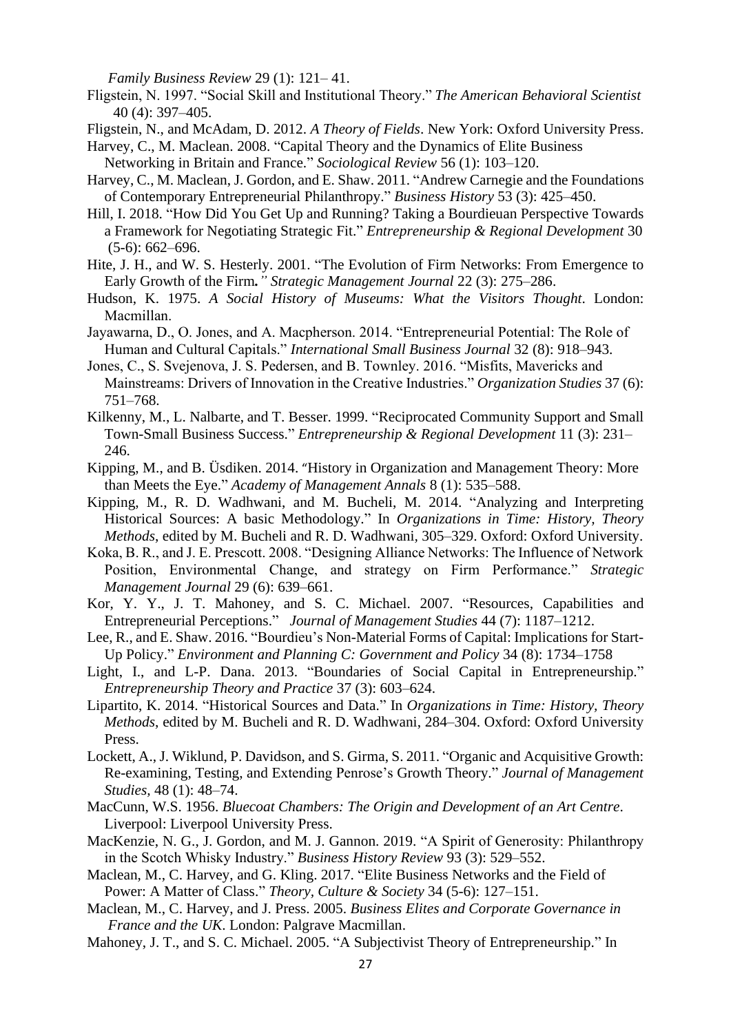*Family Business Review* 29 (1): 121– 41.

Fligstein, N. 1997. "Social Skill and Institutional Theory." *The American Behavioral Scientist* 40 (4): 397–405.

Fligstein, N., and McAdam, D. 2012. *A Theory of Fields*. New York: Oxford University Press.

Harvey, C., M. Maclean. 2008. "Capital Theory and the Dynamics of Elite Business Networking in Britain and France." *Sociological Review* 56 (1): 103–120.

Harvey, C., M. Maclean, J. Gordon, and E. Shaw. 2011. "Andrew Carnegie and the Foundations of Contemporary Entrepreneurial Philanthropy." *Business History* 53 (3): 425–450.

Hill, I. 2018. "How Did You Get Up and Running? Taking a Bourdieuan Perspective Towards a Framework for Negotiating Strategic Fit." *Entrepreneurship & Regional Development* 30 (5-6): 662–696.

Hite, J. H., and W. S. Hesterly. 2001. "The Evolution of Firm Networks: From Emergence to Early Growth of the Firm*." Strategic Management Journal* 22 (3): 275–286.

Hudson, K. 1975. *A Social History of Museums: What the Visitors Thought*. London: Macmillan.

Jayawarna, D., O. Jones, and A. Macpherson. 2014. "Entrepreneurial Potential: The Role of Human and Cultural Capitals." *International Small Business Journal* 32 (8): 918–943.

Jones, C., S. Svejenova, J. S. Pedersen, and B. Townley. 2016. "Misfits, Mavericks and Mainstreams: Drivers of Innovation in the Creative Industries." *Organization Studies* 37 (6): 751–768.

Kilkenny, M., L. Nalbarte, and T. Besser. 1999. "Reciprocated Community Support and Small Town-Small Business Success." *Entrepreneurship & Regional Development* 11 (3): 231–246.

Kipping, M., and B. Üsdiken. 2014. "History in Organization and Management Theory: More than Meets the Eye." *Academy of Management Annals* 8 (1): 535–588.

Kipping, M., R. D. Wadhwani, and M. Bucheli, M. 2014. "Analyzing and Interpreting Historical Sources: A basic Methodology." In *Organizations in Time: History, Theory Methods*, edited by M. Bucheli and R. D. Wadhwani, 305–329. Oxford: Oxford University.

Koka, B. R., and J. E. Prescott. 2008. "Designing Alliance Networks: The Influence of Network Position, Environmental Change, and strategy on Firm Performance." *Strategic Management Journal* 29 (6): 639–661.

Kor, Y. Y., J. T. Mahoney, and S. C. Michael. 2007. "Resources, Capabilities and Entrepreneurial Perceptions." *Journal of Management Studies* 44 (7): 1187–1212.

Lee, R., and E. Shaw. 2016. "Bourdieu's Non-Material Forms of Capital: Implications for Start-Up Policy." *Environment and Planning C: Government and Policy* 34 (8): 1734–1758

Light, I., and L-P. Dana. 2013. "Boundaries of Social Capital in Entrepreneurship." *Entrepreneurship Theory and Practice* 37 (3): 603–624.

Lipartito, K. 2014. "Historical Sources and Data." In *Organizations in Time: History, Theory Methods*, edited by M. Bucheli and R. D. Wadhwani, 284–304. Oxford: Oxford University Press.

Lockett, A., J. Wiklund, P. Davidson, and S. Girma, S. 2011. "Organic and Acquisitive Growth: Re-examining, Testing, and Extending Penrose's Growth Theory." *Journal of Management Studies,* 48 (1): 48–74.

MacCunn, W.S. 1956. *Bluecoat Chambers: The Origin and Development of an Art Centre*. Liverpool: Liverpool University Press.

MacKenzie, N. G., J. Gordon, and M. J. Gannon. 2019. "A Spirit of Generosity: Philanthropy in the Scotch Whisky Industry." *Business History Review* 93 (3): 529–552.

Maclean, M., C. Harvey, and G. Kling. 2017. "Elite Business Networks and the Field of Power: A Matter of Class." *Theory, Culture & Society* 34 (5-6): 127–151.

Maclean, M., C. Harvey, and J. Press. 2005. *Business Elites and Corporate Governance in France and the UK*. London: Palgrave Macmillan.

Mahoney, J. T., and S. C. Michael. 2005. "A Subjectivist Theory of Entrepreneurship." In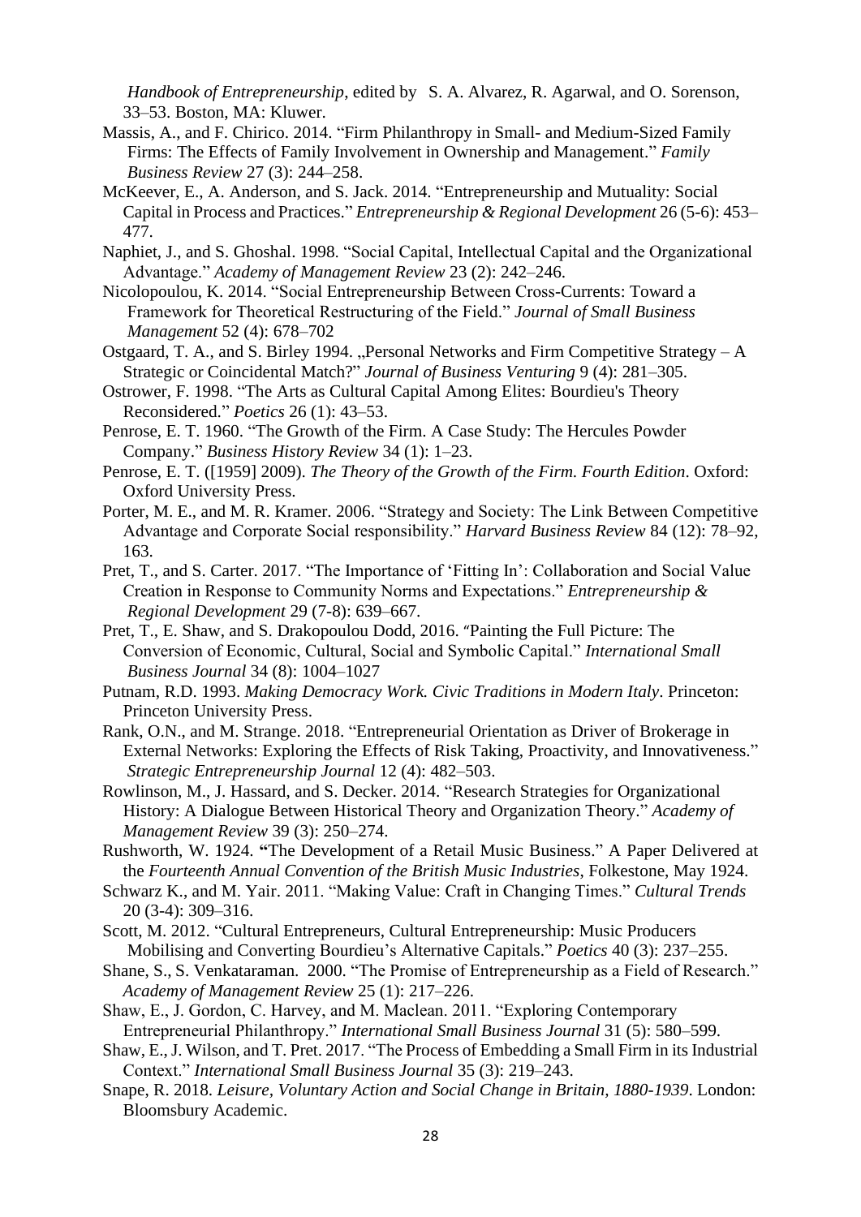*Handbook of Entrepreneurship*, edited by S. A. Alvarez, R. Agarwal, and O. Sorenson, 33–53. Boston, MA: Kluwer.

Massis, A., and F. Chirico. 2014. "Firm Philanthropy in Small- and Medium-Sized Family Firms: The Effects of Family Involvement in Ownership and Management." *Family Business Review* 27 (3): 244–258.

McKeever, E., A. Anderson, and S. Jack. 2014. "Entrepreneurship and Mutuality: Social Capital in Process and Practices." *Entrepreneurship & Regional Development* 26 (5-6): 453–477.

Naphiet, J., and S. Ghoshal. 1998. "Social Capital, Intellectual Capital and the Organizational Advantage." *Academy of Management Review* 23 (2): 242–246.

Nicolopoulou, K. 2014. "Social Entrepreneurship Between Cross-Currents: Toward a Framework for Theoretical Restructuring of the Field." *Journal of Small Business Management* 52 (4): 678–702

Ostgaard, T. A., and S. Birley 1994. „Personal Networks and Firm Competitive Strategy – A Strategic or Coincidental Match?" *Journal of Business Venturing* 9 (4): 281–305.

Ostrower, F. 1998. "The Arts as Cultural Capital Among Elites: Bourdieu's Theory Reconsidered." *Poetics* 26 (1): 43–53.

Penrose, E. T. 1960. "The Growth of the Firm. A Case Study: The Hercules Powder Company." *Business History Review* 34 (1): 1–23.

Penrose, E. T. ([1959] 2009). *The Theory of the Growth of the Firm. Fourth Edition*. Oxford: Oxford University Press.

Porter, M. E., and M. R. Kramer. 2006. "Strategy and Society: The Link Between Competitive Advantage and Corporate Social responsibility." *Harvard Business Review* 84 (12): 78–92, 163.

Pret, T., and S. Carter. 2017. "The Importance of 'Fitting In': Collaboration and Social Value Creation in Response to Community Norms and Expectations." *Entrepreneurship & Regional Development* 29 (7-8): 639–667.

Pret, T., E. Shaw, and S. Drakopoulou Dodd, 2016. "Painting the Full Picture: The Conversion of Economic, Cultural, Social and Symbolic Capital." *International Small Business Journal* 34 (8): 1004–1027

Putnam, R.D. 1993. *Making Democracy Work. Civic Traditions in Modern Italy*. Princeton: Princeton University Press.

Rank, O.N., and M. Strange. 2018. "Entrepreneurial Orientation as Driver of Brokerage in External Networks: Exploring the Effects of Risk Taking, Proactivity, and Innovativeness." *Strategic Entrepreneurship Journal* 12 (4): 482–503.

Rowlinson, M., J. Hassard, and S. Decker. 2014. "Research Strategies for Organizational History: A Dialogue Between Historical Theory and Organization Theory." *Academy of Management Review* 39 (3): 250–274.

Rushworth, W. 1924. **"**The Development of a Retail Music Business." A Paper Delivered at the *Fourteenth Annual Convention of the British Music Industries*, Folkestone, May 1924.

Schwarz K., and M. Yair. 2011. "Making Value: Craft in Changing Times." *Cultural Trends* 20 (3-4): 309–316.

Scott, M. 2012. "Cultural Entrepreneurs, Cultural Entrepreneurship: Music Producers Mobilising and Converting Bourdieu's Alternative Capitals." *Poetics* 40 (3): 237–255.

Shane, S., S. Venkataraman. 2000. "The Promise of Entrepreneurship as a Field of Research." *Academy of Management Review* 25 (1): 217–226.

Shaw, E., J. Gordon, C. Harvey, and M. Maclean. 2011. "Exploring Contemporary Entrepreneurial Philanthropy." *International Small Business Journal* 31 (5): 580–599.

Shaw, E., J. Wilson, and T. Pret. 2017. "The Process of Embedding a Small Firm in its Industrial Context." *International Small Business Journal* 35 (3): 219–243.

Snape, R. 2018. *Leisure, Voluntary Action and Social Change in Britain, 1880-1939*. London: Bloomsbury Academic.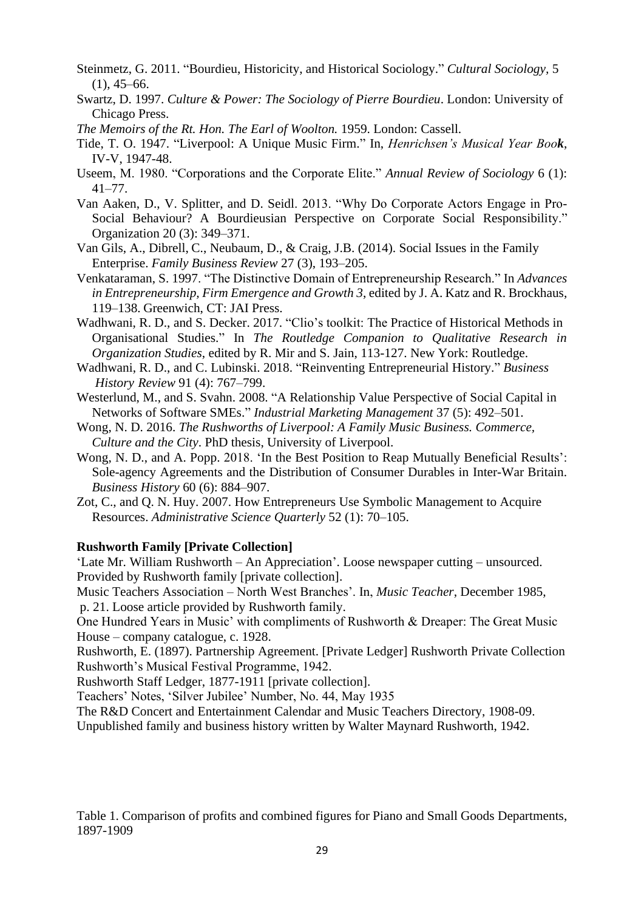Steinmetz, G. 2011. “Bourdieu, Historicity, and Historical Sociology.” *Cultural Sociology*, 5 (1), 45–66.

Swartz, D. 1997. *Culture & Power: The Sociology of Pierre Bourdieu*. London: University of Chicago Press.

*The Memoirs of the Rt. Hon. The Earl of Woolton.* 1959. London: Cassell.

Tide, T. O. 1947. “Liverpool: A Unique Music Firm.” In, *Henrichsen's Musical Year Book*, IV-V, 1947-48.

Useem, M. 1980. “Corporations and the Corporate Elite.” *Annual Review of Sociology* 6 (1): 41–77.

Van Aaken, D., V. Splitter, and D. Seidl. 2013. “Why Do Corporate Actors Engage in Pro-Social Behaviour? A Bourdieusian Perspective on Corporate Social Responsibility.” Organization 20 (3): 349–371.

Van Gils, A., Dibrell, C., Neubaum, D., & Craig, J.B. (2014). Social Issues in the Family Enterprise. *Family Business Review* 27 (3), 193–205.

Venkataraman, S. 1997. “The Distinctive Domain of Entrepreneurship Research.” In *Advances in Entrepreneurship, Firm Emergence and Growth 3*, edited by J. A. Katz and R. Brockhaus, 119–138. Greenwich, CT: JAI Press.

Wadhwani, R. D., and S. Decker. 2017. “Clio's toolkit: The Practice of Historical Methods in Organisational Studies.” In *The Routledge Companion to Qualitative Research in Organization Studies*, edited by R. Mir and S. Jain, 113-127. New York: Routledge.

Wadhwani, R. D., and C. Lubinski. 2018. “Reinventing Entrepreneurial History.” *Business History Review* 91 (4): 767–799.

Westerlund, M., and S. Svahn. 2008. “A Relationship Value Perspective of Social Capital in Networks of Software SMEs.” *Industrial Marketing Management* 37 (5): 492–501.

Wong, N. D. 2016. *The Rushworths of Liverpool: A Family Music Business. Commerce, Culture and the City*. PhD thesis, University of Liverpool.

Wong, N. D., and A. Popp. 2018. ‘In the Best Position to Reap Mutually Beneficial Results’: Sole-agency Agreements and the Distribution of Consumer Durables in Inter-War Britain. *Business History* 60 (6): 884–907.

Zot, C., and Q. N. Huy. 2007. How Entrepreneurs Use Symbolic Management to Acquire Resources. *Administrative Science Quarterly* 52 (1): 70–105.

**Rushworth Family [Private Collection]**

‘Late Mr. William Rushworth – An Appreciation’. Loose newspaper cutting – unsourced. Provided by Rushworth family [private collection].

Music Teachers Association – North West Branches’. In, *Music Teacher*, December 1985, p. 21. Loose article provided by Rushworth family.

One Hundred Years in Music’ with compliments of Rushworth & Dreaper: The Great Music House – company catalogue, c. 1928.

Rushworth, E. (1897). Partnership Agreement. [Private Ledger] Rushworth Private Collection

Rushworth's Musical Festival Programme, 1942.

Rushworth Staff Ledger, 1877-1911 [private collection].

Teachers' Notes, ‘Silver Jubilee’ Number, No. 44, May 1935

The R&D Concert and Entertainment Calendar and Music Teachers Directory, 1908-09.

Unpublished family and business history written by Walter Maynard Rushworth, 1942.

Table 1. Comparison of profits and combined figures for Piano and Small Goods Departments, 1897-1909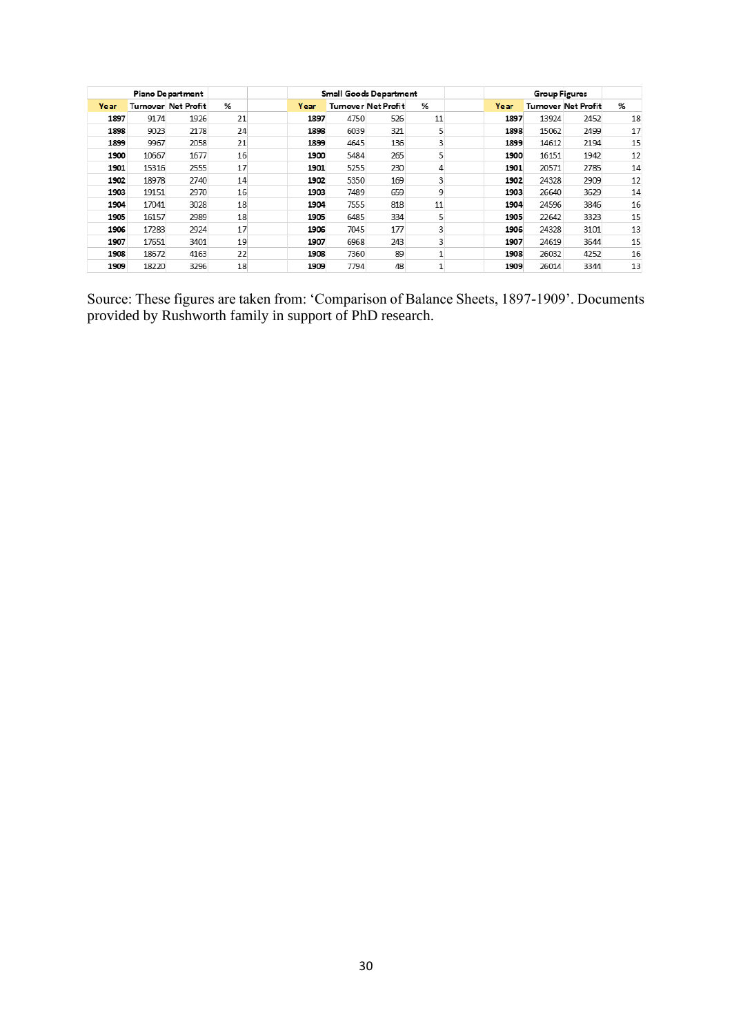| Piano Department | | | | | Small Goods Department | | | | | Group Figures | | | |
|---|---|---|---|---|---|---|---|---|---|---|---|---|---|
| Year | Turnover | Net Profit | % | | Year | Turnover | Net Profit | % | | Year | Turnover | Net Profit | % |
| 1897 | 9174 | 1926 | 21 | | 1897 | 4750 | 526 | 11 | | 1897 | 13924 | 2452 | 18 |
| 1898 | 9023 | 2178 | 24 | | 1898 | 6039 | 321 | 5 | | 1898 | 15062 | 2499 | 17 |
| 1899 | 9967 | 2058 | 21 | | 1899 | 4645 | 136 | 3 | | 1899 | 14612 | 2194 | 15 |
| 1900 | 10667 | 1677 | 16 | | 1900 | 5484 | 265 | 5 | | 1900 | 16151 | 1942 | 12 |
| 1901 | 15316 | 2555 | 17 | | 1901 | 5255 | 230 | 4 | | 1901 | 20571 | 2785 | 14 |
| 1902 | 18978 | 2740 | 14 | | 1902 | 5350 | 169 | 3 | | 1902 | 24328 | 2909 | 12 |
| 1903 | 19151 | 2970 | 16 | | 1903 | 7489 | 659 | 9 | | 1903 | 26640 | 3629 | 14 |
| 1904 | 17041 | 3028 | 18 | | 1904 | 7555 | 818 | 11 | | 1904 | 24596 | 3846 | 16 |
| 1905 | 16157 | 2989 | 18 | | 1905 | 6485 | 334 | 5 | | 1905 | 22642 | 3323 | 15 |
| 1906 | 17283 | 2924 | 17 | | 1906 | 7045 | 177 | 3 | | 1906 | 24328 | 3101 | 13 |
| 1907 | 17651 | 3401 | 19 | | 1907 | 6968 | 243 | 3 | | 1907 | 24619 | 3644 | 15 |
| 1908 | 18672 | 4163 | 22 | | 1908 | 7360 | 89 | 1 | | 1908 | 26032 | 4252 | 16 |
| 1909 | 18220 | 3296 | 18 | | 1909 | 7794 | 48 | 1 | | 1909 | 26014 | 3344 | 13 |

Source: These figures are taken from: 'Comparison of Balance Sheets, 1897-1909'. Documents provided by Rushworth family in support of PhD research.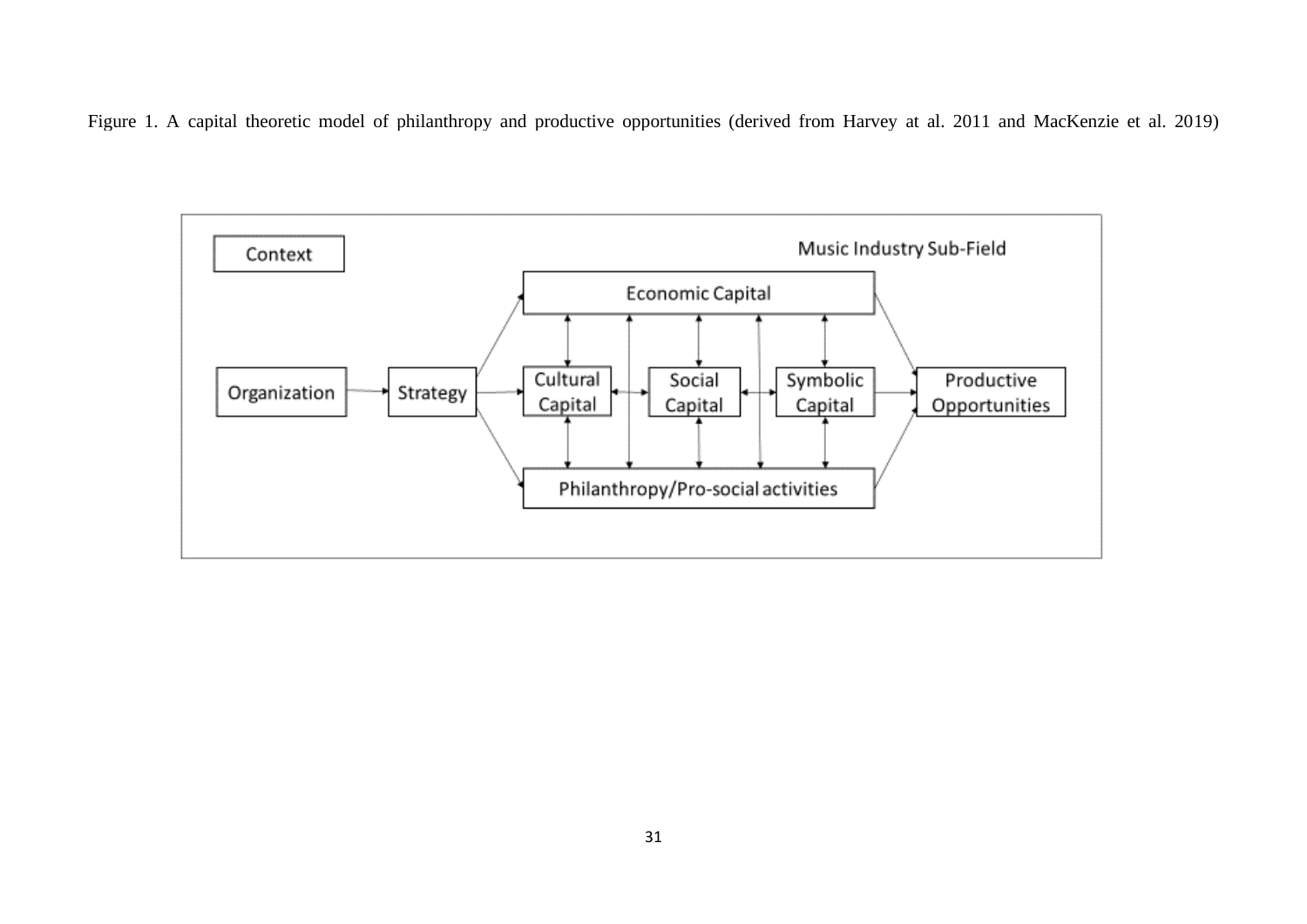Figure 1. A capital theoretic model of philanthropy and productive opportunities (derived from Harvey at al. 2011 and MacKenzie et al. 2019)

Context

Music Industry Sub-Field

Economic Capital

Organization

Strategy

Cultural Capital

Social Capital

Symbolic Capital

Productive Opportunities

Philanthropy/Pro-social activities